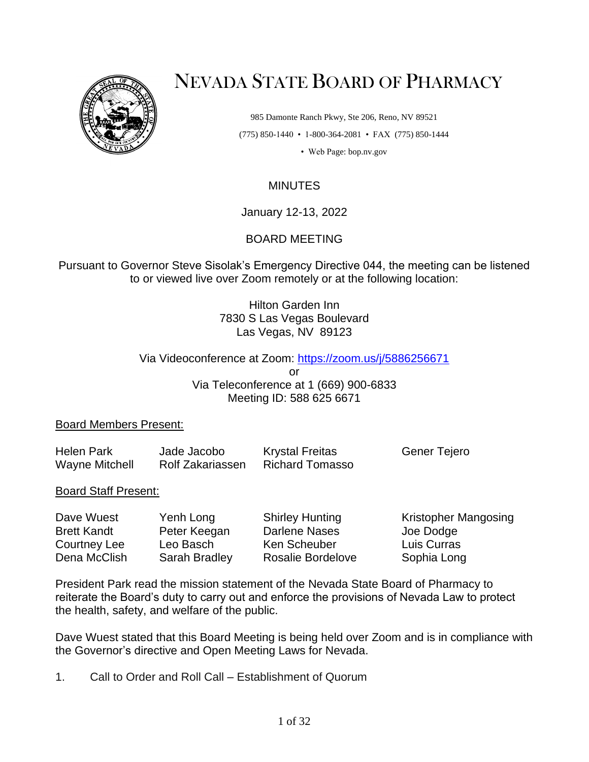# NEVADA STATE BOARD OF PHARMACY

985 Damonte Ranch Pkwy, Ste 206, Reno, NV 89521
(775) 850-1440 • 1-800-364-2081 • FAX (775) 850-1444
• Web Page: bop.nv.gov

MINUTES

January 12-13, 2022

BOARD MEETING

Pursuant to Governor Steve Sisolak's Emergency Directive 044, the meeting can be listened to or viewed live over Zoom remotely or at the following location:

Hilton Garden Inn
7830 S Las Vegas Boulevard
Las Vegas, NV 89123

Via Videoconference at Zoom: https://zoom.us/j/5886256671
or
Via Teleconference at 1 (669) 900-6833
Meeting ID: 588 625 6671

Board Members Present:

| | | | |
|---|---|---|---|
| Helen Park | Jade Jacobo | Krystal Freitas | Gener Tejero |
| Wayne Mitchell | Rolf Zakariassen | Richard Tomasso | |

Board Staff Present:

| | | | |
|---|---|---|---|
| Dave Wuest | Yenh Long | Shirley Hunting | Kristopher Mangosing |
| Brett Kandt | Peter Keegan | Darlene Nases | Joe Dodge |
| Courtney Lee | Leo Basch | Ken Scheuber | Luis Curras |
| Dena McClish | Sarah Bradley | Rosalie Bordelove | Sophia Long |

President Park read the mission statement of the Nevada State Board of Pharmacy to reiterate the Board's duty to carry out and enforce the provisions of Nevada Law to protect the health, safety, and welfare of the public.

Dave Wuest stated that this Board Meeting is being held over Zoom and is in compliance with the Governor's directive and Open Meeting Laws for Nevada.

1. Call to Order and Roll Call – Establishment of Quorum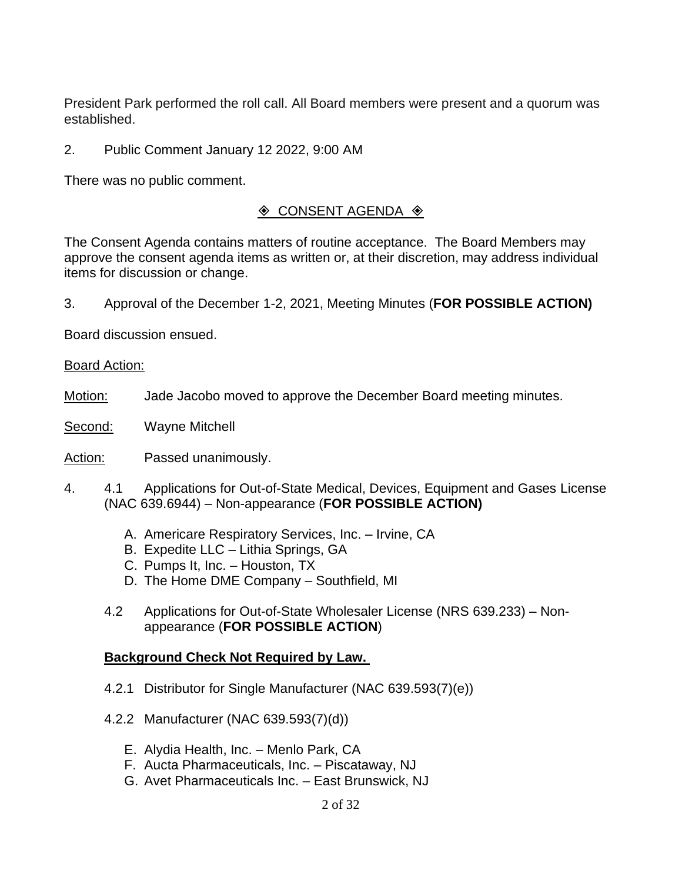President Park performed the roll call. All Board members were present and a quorum was established.

2. Public Comment January 12 2022, 9:00 AM

There was no public comment.

◈ CONSENT AGENDA ◈

The Consent Agenda contains matters of routine acceptance. The Board Members may approve the consent agenda items as written or, at their discretion, may address individual items for discussion or change.

3. Approval of the December 1-2, 2021, Meeting Minutes (**FOR POSSIBLE ACTION)**

Board discussion ensued.

Board Action:

Motion: Jade Jacobo moved to approve the December Board meeting minutes.

Second: Wayne Mitchell

Action: Passed unanimously.

4. 4.1 Applications for Out-of-State Medical, Devices, Equipment and Gases License (NAC 639.6944) – Non-appearance (**FOR POSSIBLE ACTION)**

   A. Americare Respiratory Services, Inc. – Irvine, CA
   B. Expedite LLC – Lithia Springs, GA
   C. Pumps It, Inc. – Houston, TX
   D. The Home DME Company – Southfield, MI

   4.2 Applications for Out-of-State Wholesaler License (NRS 639.233) – Non-appearance (**FOR POSSIBLE ACTION**)

   **Background Check Not Required by Law.**

   4.2.1 Distributor for Single Manufacturer (NAC 639.593(7)(e))

   4.2.2 Manufacturer (NAC 639.593(7)(d))

   E. Alydia Health, Inc. – Menlo Park, CA
   F. Aucta Pharmaceuticals, Inc. – Piscataway, NJ
   G. Avet Pharmaceuticals Inc. – East Brunswick, NJ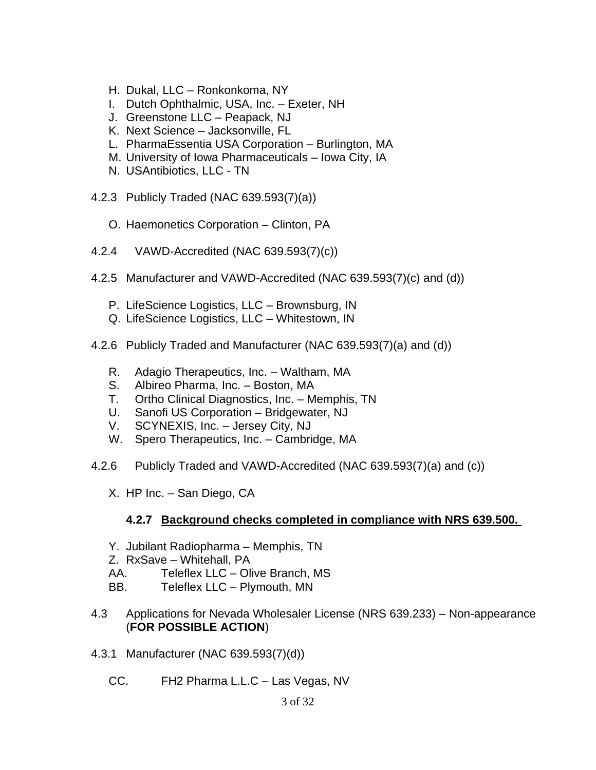H. Dukal, LLC – Ronkonkoma, NY
I. Dutch Ophthalmic, USA, Inc. – Exeter, NH
J. Greenstone LLC – Peapack, NJ
K. Next Science – Jacksonville, FL
L. PharmaEssentia USA Corporation – Burlington, MA
M. University of Iowa Pharmaceuticals – Iowa City, IA
N. USAntibiotics, LLC - TN

4.2.3 Publicly Traded (NAC 639.593(7)(a))

O. Haemonetics Corporation – Clinton, PA

4.2.4 VAWD-Accredited (NAC 639.593(7)(c))

4.2.5 Manufacturer and VAWD-Accredited (NAC 639.593(7)(c) and (d))

P. LifeScience Logistics, LLC – Brownsburg, IN
Q. LifeScience Logistics, LLC – Whitestown, IN

4.2.6 Publicly Traded and Manufacturer (NAC 639.593(7)(a) and (d))

R. Adagio Therapeutics, Inc. – Waltham, MA
S. Albireo Pharma, Inc. – Boston, MA
T. Ortho Clinical Diagnostics, Inc. – Memphis, TN
U. Sanofi US Corporation – Bridgewater, NJ
V. SCYNEXIS, Inc. – Jersey City, NJ
W. Spero Therapeutics, Inc. – Cambridge, MA

4.2.6 Publicly Traded and VAWD-Accredited (NAC 639.593(7)(a) and (c))

X. HP Inc. – San Diego, CA

**4.2.7 Background checks completed in compliance with NRS 639.500.**

Y. Jubilant Radiopharma – Memphis, TN
Z. RxSave – Whitehall, PA
AA. Teleflex LLC – Olive Branch, MS
BB. Teleflex LLC – Plymouth, MN

4.3 Applications for Nevada Wholesaler License (NRS 639.233) – Non-appearance (**FOR POSSIBLE ACTION**)

4.3.1 Manufacturer (NAC 639.593(7)(d))

CC. FH2 Pharma L.L.C – Las Vegas, NV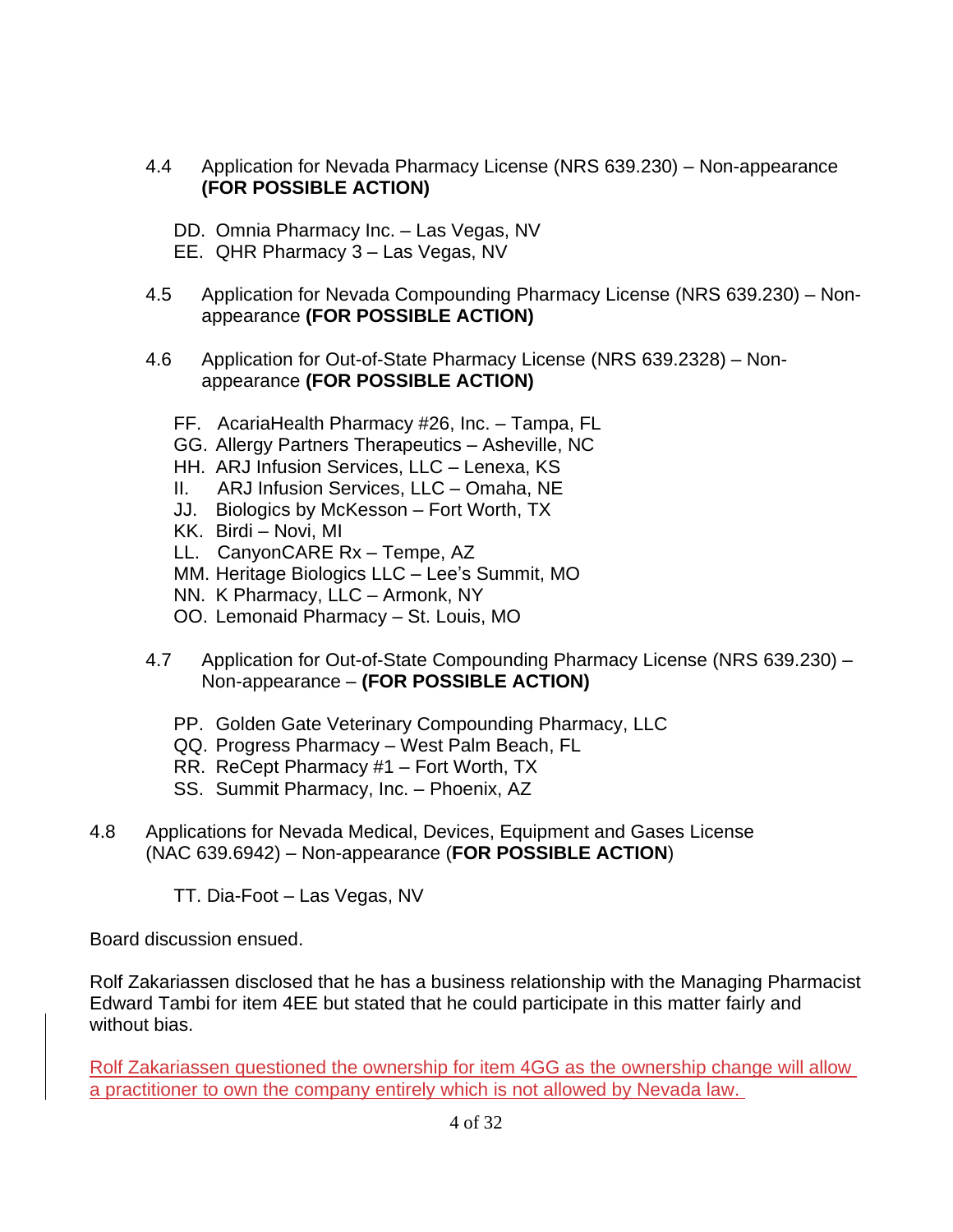4.4 Application for Nevada Pharmacy License (NRS 639.230) – Non-appearance **(FOR POSSIBLE ACTION)**

DD. Omnia Pharmacy Inc. – Las Vegas, NV
EE. QHR Pharmacy 3 – Las Vegas, NV

4.5 Application for Nevada Compounding Pharmacy License (NRS 639.230) – Non-appearance **(FOR POSSIBLE ACTION)**

4.6 Application for Out-of-State Pharmacy License (NRS 639.2328) – Non-appearance **(FOR POSSIBLE ACTION)**

FF. AcariaHealth Pharmacy #26, Inc. – Tampa, FL
GG. Allergy Partners Therapeutics – Asheville, NC
HH. ARJ Infusion Services, LLC – Lenexa, KS
II. ARJ Infusion Services, LLC – Omaha, NE
JJ. Biologics by McKesson – Fort Worth, TX
KK. Birdi – Novi, MI
LL. CanyonCARE Rx – Tempe, AZ
MM. Heritage Biologics LLC – Lee's Summit, MO
NN. K Pharmacy, LLC – Armonk, NY
OO. Lemonaid Pharmacy – St. Louis, MO

4.7 Application for Out-of-State Compounding Pharmacy License (NRS 639.230) – Non-appearance – **(FOR POSSIBLE ACTION)**

PP. Golden Gate Veterinary Compounding Pharmacy, LLC
QQ. Progress Pharmacy – West Palm Beach, FL
RR. ReCept Pharmacy #1 – Fort Worth, TX
SS. Summit Pharmacy, Inc. – Phoenix, AZ

4.8 Applications for Nevada Medical, Devices, Equipment and Gases License (NAC 639.6942) – Non-appearance (**FOR POSSIBLE ACTION**)

TT. Dia-Foot – Las Vegas, NV

Board discussion ensued.

Rolf Zakariassen disclosed that he has a business relationship with the Managing Pharmacist Edward Tambi for item 4EE but stated that he could participate in this matter fairly and without bias.

Rolf Zakariassen questioned the ownership for item 4GG as the ownership change will allow a practitioner to own the company entirely which is not allowed by Nevada law.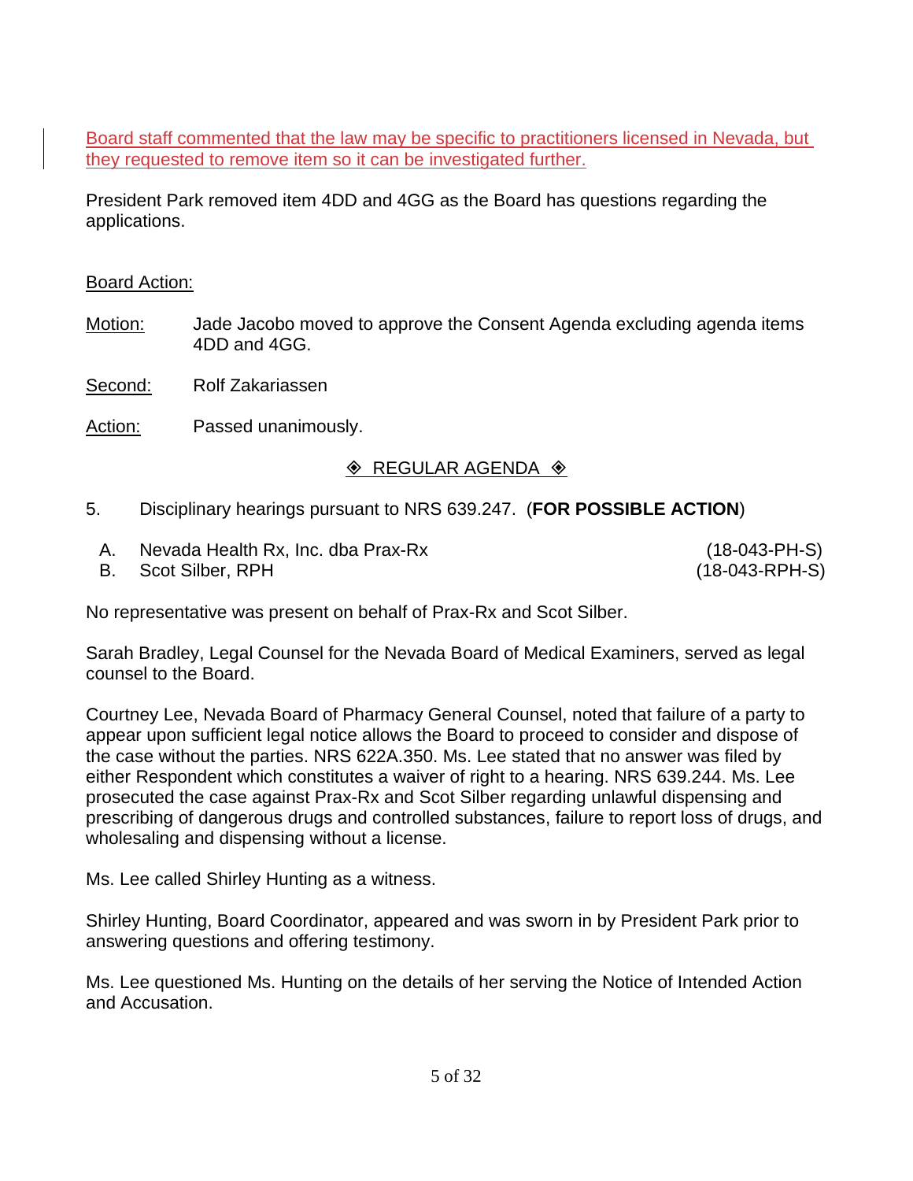Board staff commented that the law may be specific to practitioners licensed in Nevada, but they requested to remove item so it can be investigated further.

President Park removed item 4DD and 4GG as the Board has questions regarding the applications.

Board Action:

Motion: Jade Jacobo moved to approve the Consent Agenda excluding agenda items 4DD and 4GG.

Second: Rolf Zakariassen

Action: Passed unanimously.

## ◈ REGULAR AGENDA ◈

5. Disciplinary hearings pursuant to NRS 639.247. (**FOR POSSIBLE ACTION**)

   A. Nevada Health Rx, Inc. dba Prax-Rx (18-043-PH-S)
   B. Scot Silber, RPH (18-043-RPH-S)

No representative was present on behalf of Prax-Rx and Scot Silber.

Sarah Bradley, Legal Counsel for the Nevada Board of Medical Examiners, served as legal counsel to the Board.

Courtney Lee, Nevada Board of Pharmacy General Counsel, noted that failure of a party to appear upon sufficient legal notice allows the Board to proceed to consider and dispose of the case without the parties. NRS 622A.350. Ms. Lee stated that no answer was filed by either Respondent which constitutes a waiver of right to a hearing. NRS 639.244. Ms. Lee prosecuted the case against Prax-Rx and Scot Silber regarding unlawful dispensing and prescribing of dangerous drugs and controlled substances, failure to report loss of drugs, and wholesaling and dispensing without a license.

Ms. Lee called Shirley Hunting as a witness.

Shirley Hunting, Board Coordinator, appeared and was sworn in by President Park prior to answering questions and offering testimony.

Ms. Lee questioned Ms. Hunting on the details of her serving the Notice of Intended Action and Accusation.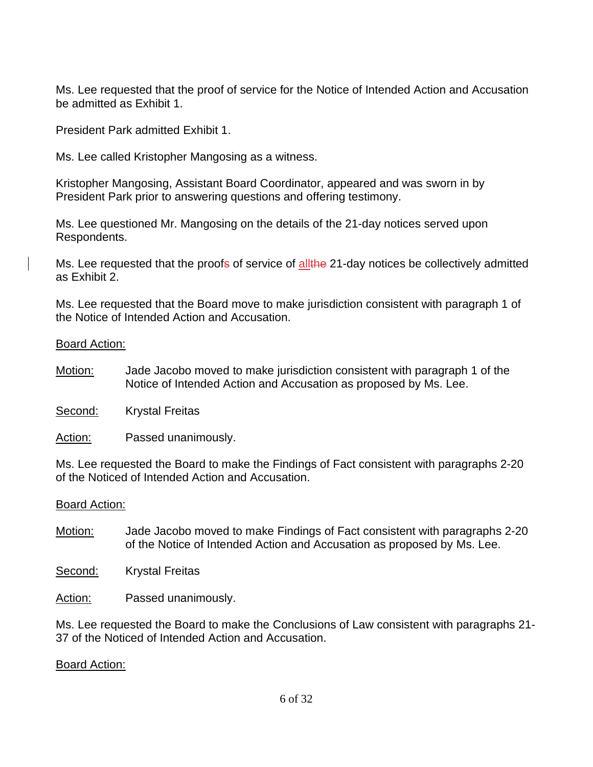Ms. Lee requested that the proof of service for the Notice of Intended Action and Accusation be admitted as Exhibit 1.

President Park admitted Exhibit 1.

Ms. Lee called Kristopher Mangosing as a witness.

Kristopher Mangosing, Assistant Board Coordinator, appeared and was sworn in by President Park prior to answering questions and offering testimony.

Ms. Lee questioned Mr. Mangosing on the details of the 21-day notices served upon Respondents.

Ms. Lee requested that the proofs of service of allthe 21-day notices be collectively admitted as Exhibit 2.

Ms. Lee requested that the Board move to make jurisdiction consistent with paragraph 1 of the Notice of Intended Action and Accusation.

<u>Board Action:</u>

<u>Motion:</u> Jade Jacobo moved to make jurisdiction consistent with paragraph 1 of the Notice of Intended Action and Accusation as proposed by Ms. Lee.

<u>Second:</u> Krystal Freitas

<u>Action:</u> Passed unanimously.

Ms. Lee requested the Board to make the Findings of Fact consistent with paragraphs 2-20 of the Noticed of Intended Action and Accusation.

<u>Board Action:</u>

<u>Motion:</u> Jade Jacobo moved to make Findings of Fact consistent with paragraphs 2-20 of the Notice of Intended Action and Accusation as proposed by Ms. Lee.

<u>Second:</u> Krystal Freitas

<u>Action:</u> Passed unanimously.

Ms. Lee requested the Board to make the Conclusions of Law consistent with paragraphs 21-37 of the Noticed of Intended Action and Accusation.

<u>Board Action:</u>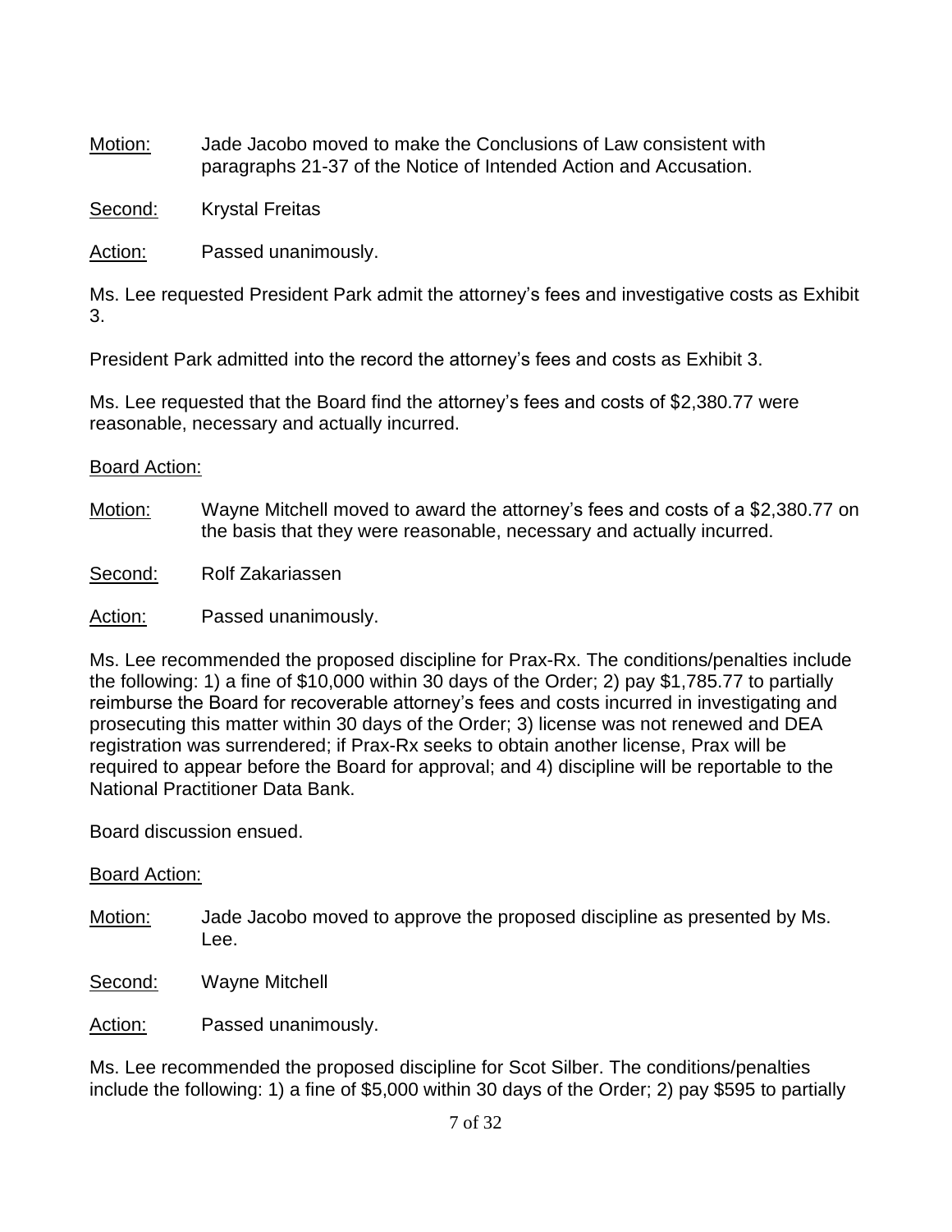<u>Motion:</u> Jade Jacobo moved to make the Conclusions of Law consistent with paragraphs 21-37 of the Notice of Intended Action and Accusation.

<u>Second:</u> Krystal Freitas

<u>Action:</u> Passed unanimously.

Ms. Lee requested President Park admit the attorney's fees and investigative costs as Exhibit 3.

President Park admitted into the record the attorney's fees and costs as Exhibit 3.

Ms. Lee requested that the Board find the attorney's fees and costs of $2,380.77 were reasonable, necessary and actually incurred.

<u>Board Action:</u>

<u>Motion:</u> Wayne Mitchell moved to award the attorney's fees and costs of a $2,380.77 on the basis that they were reasonable, necessary and actually incurred.

<u>Second:</u> Rolf Zakariassen

<u>Action:</u> Passed unanimously.

Ms. Lee recommended the proposed discipline for Prax-Rx. The conditions/penalties include the following: 1) a fine of $10,000 within 30 days of the Order; 2) pay $1,785.77 to partially reimburse the Board for recoverable attorney's fees and costs incurred in investigating and prosecuting this matter within 30 days of the Order; 3) license was not renewed and DEA registration was surrendered; if Prax-Rx seeks to obtain another license, Prax will be required to appear before the Board for approval; and 4) discipline will be reportable to the National Practitioner Data Bank.

Board discussion ensued.

<u>Board Action:</u>

<u>Motion:</u> Jade Jacobo moved to approve the proposed discipline as presented by Ms. Lee.

<u>Second:</u> Wayne Mitchell

<u>Action:</u> Passed unanimously.

Ms. Lee recommended the proposed discipline for Scot Silber. The conditions/penalties include the following: 1) a fine of $5,000 within 30 days of the Order; 2) pay $595 to partially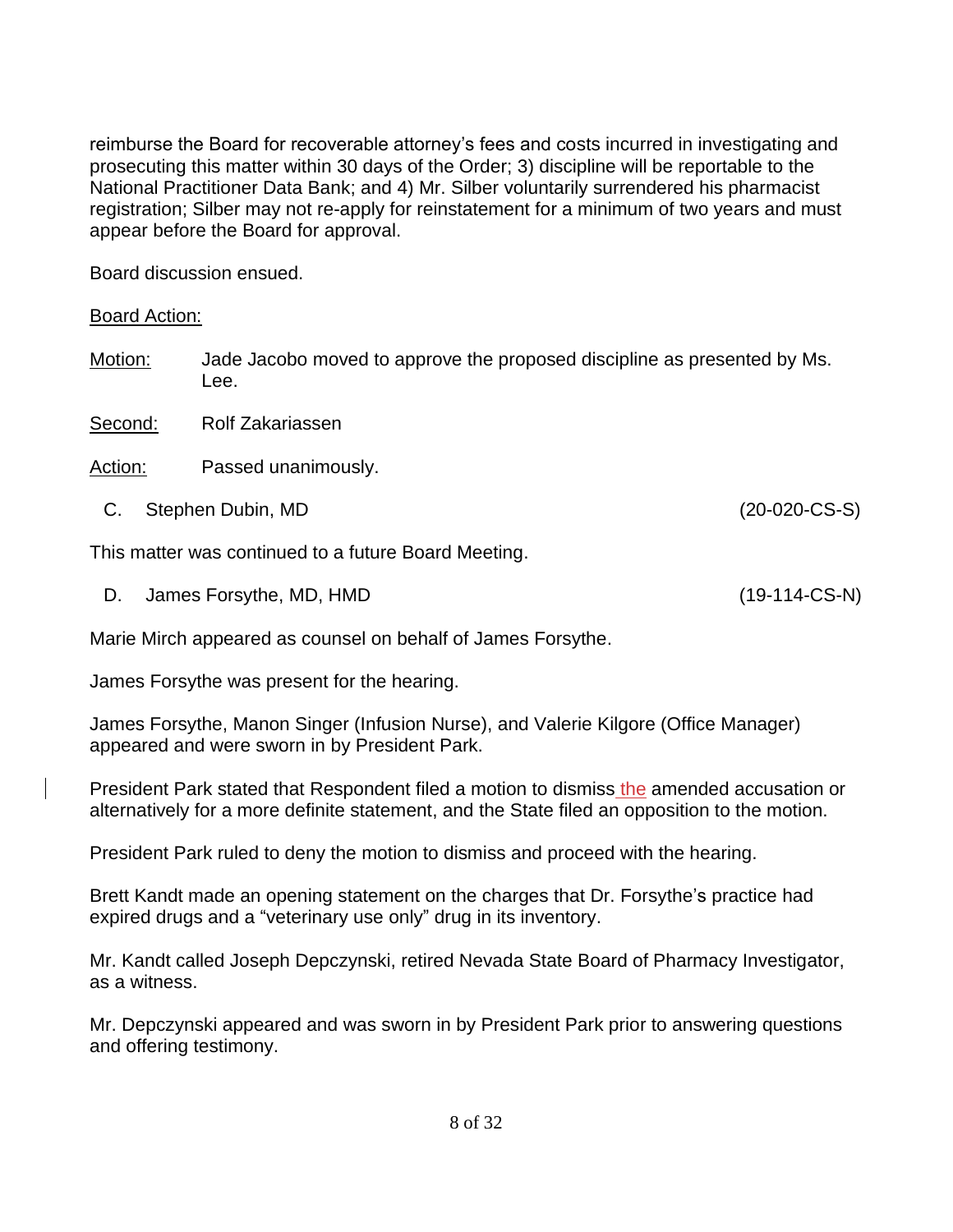reimburse the Board for recoverable attorney's fees and costs incurred in investigating and prosecuting this matter within 30 days of the Order; 3) discipline will be reportable to the National Practitioner Data Bank; and 4) Mr. Silber voluntarily surrendered his pharmacist registration; Silber may not re-apply for reinstatement for a minimum of two years and must appear before the Board for approval.

Board discussion ensued.

Board Action:

Motion: Jade Jacobo moved to approve the proposed discipline as presented by Ms. Lee.

Second: Rolf Zakariassen

Action: Passed unanimously.

C. Stephen Dubin, MD (20-020-CS-S)

This matter was continued to a future Board Meeting.

D. James Forsythe, MD, HMD (19-114-CS-N)

Marie Mirch appeared as counsel on behalf of James Forsythe.

James Forsythe was present for the hearing.

James Forsythe, Manon Singer (Infusion Nurse), and Valerie Kilgore (Office Manager) appeared and were sworn in by President Park.

President Park stated that Respondent filed a motion to dismiss the amended accusation or alternatively for a more definite statement, and the State filed an opposition to the motion.

President Park ruled to deny the motion to dismiss and proceed with the hearing.

Brett Kandt made an opening statement on the charges that Dr. Forsythe's practice had expired drugs and a "veterinary use only" drug in its inventory.

Mr. Kandt called Joseph Depczynski, retired Nevada State Board of Pharmacy Investigator, as a witness.

Mr. Depczynski appeared and was sworn in by President Park prior to answering questions and offering testimony.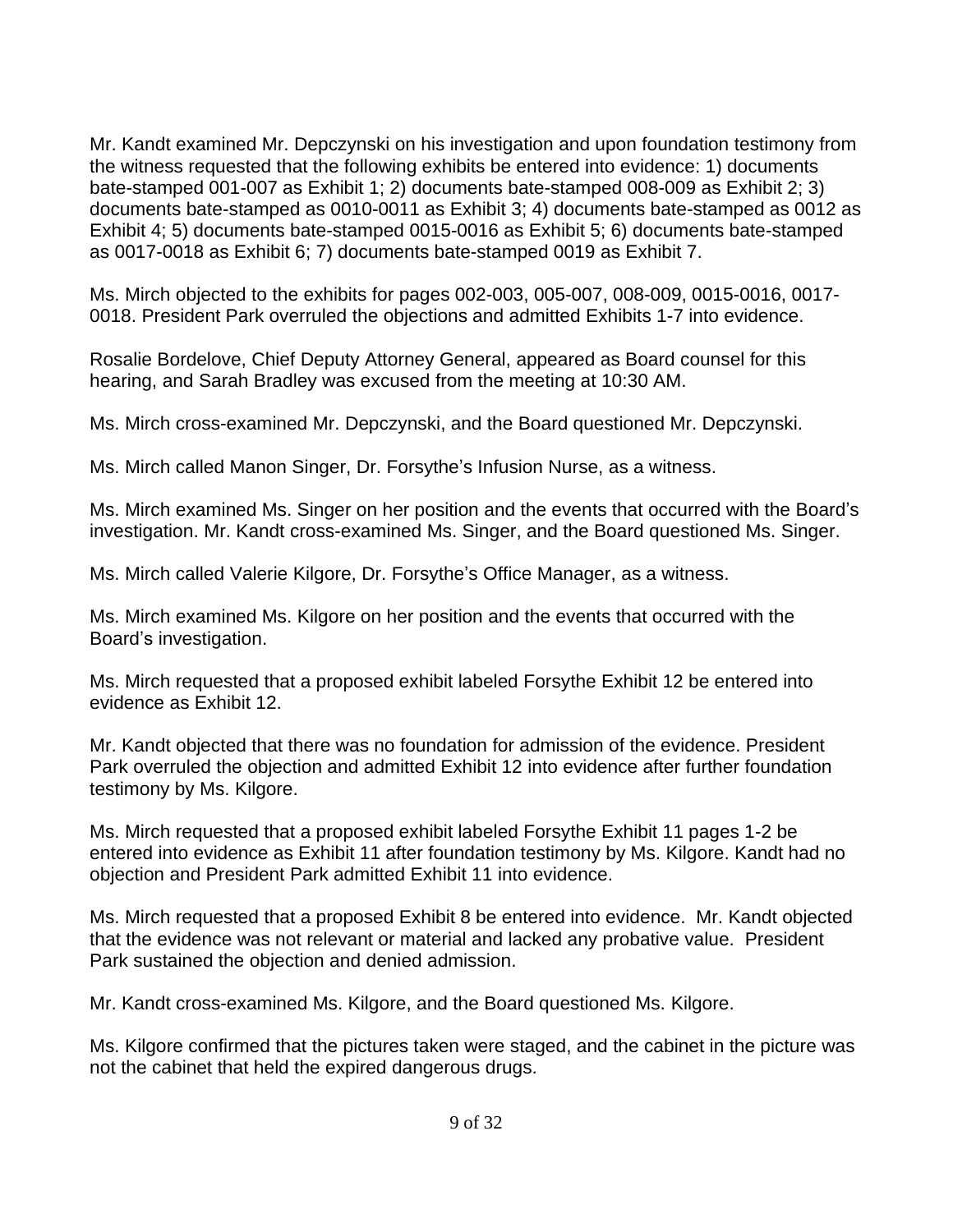Mr. Kandt examined Mr. Depczynski on his investigation and upon foundation testimony from the witness requested that the following exhibits be entered into evidence: 1) documents bate-stamped 001-007 as Exhibit 1; 2) documents bate-stamped 008-009 as Exhibit 2; 3) documents bate-stamped as 0010-0011 as Exhibit 3; 4) documents bate-stamped as 0012 as Exhibit 4; 5) documents bate-stamped 0015-0016 as Exhibit 5; 6) documents bate-stamped as 0017-0018 as Exhibit 6; 7) documents bate-stamped 0019 as Exhibit 7.

Ms. Mirch objected to the exhibits for pages 002-003, 005-007, 008-009, 0015-0016, 0017-0018. President Park overruled the objections and admitted Exhibits 1-7 into evidence.

Rosalie Bordelove, Chief Deputy Attorney General, appeared as Board counsel for this hearing, and Sarah Bradley was excused from the meeting at 10:30 AM.

Ms. Mirch cross-examined Mr. Depczynski, and the Board questioned Mr. Depczynski.

Ms. Mirch called Manon Singer, Dr. Forsythe's Infusion Nurse, as a witness.

Ms. Mirch examined Ms. Singer on her position and the events that occurred with the Board's investigation. Mr. Kandt cross-examined Ms. Singer, and the Board questioned Ms. Singer.

Ms. Mirch called Valerie Kilgore, Dr. Forsythe's Office Manager, as a witness.

Ms. Mirch examined Ms. Kilgore on her position and the events that occurred with the Board's investigation.

Ms. Mirch requested that a proposed exhibit labeled Forsythe Exhibit 12 be entered into evidence as Exhibit 12.

Mr. Kandt objected that there was no foundation for admission of the evidence. President Park overruled the objection and admitted Exhibit 12 into evidence after further foundation testimony by Ms. Kilgore.

Ms. Mirch requested that a proposed exhibit labeled Forsythe Exhibit 11 pages 1-2 be entered into evidence as Exhibit 11 after foundation testimony by Ms. Kilgore. Kandt had no objection and President Park admitted Exhibit 11 into evidence.

Ms. Mirch requested that a proposed Exhibit 8 be entered into evidence. Mr. Kandt objected that the evidence was not relevant or material and lacked any probative value. President Park sustained the objection and denied admission.

Mr. Kandt cross-examined Ms. Kilgore, and the Board questioned Ms. Kilgore.

Ms. Kilgore confirmed that the pictures taken were staged, and the cabinet in the picture was not the cabinet that held the expired dangerous drugs.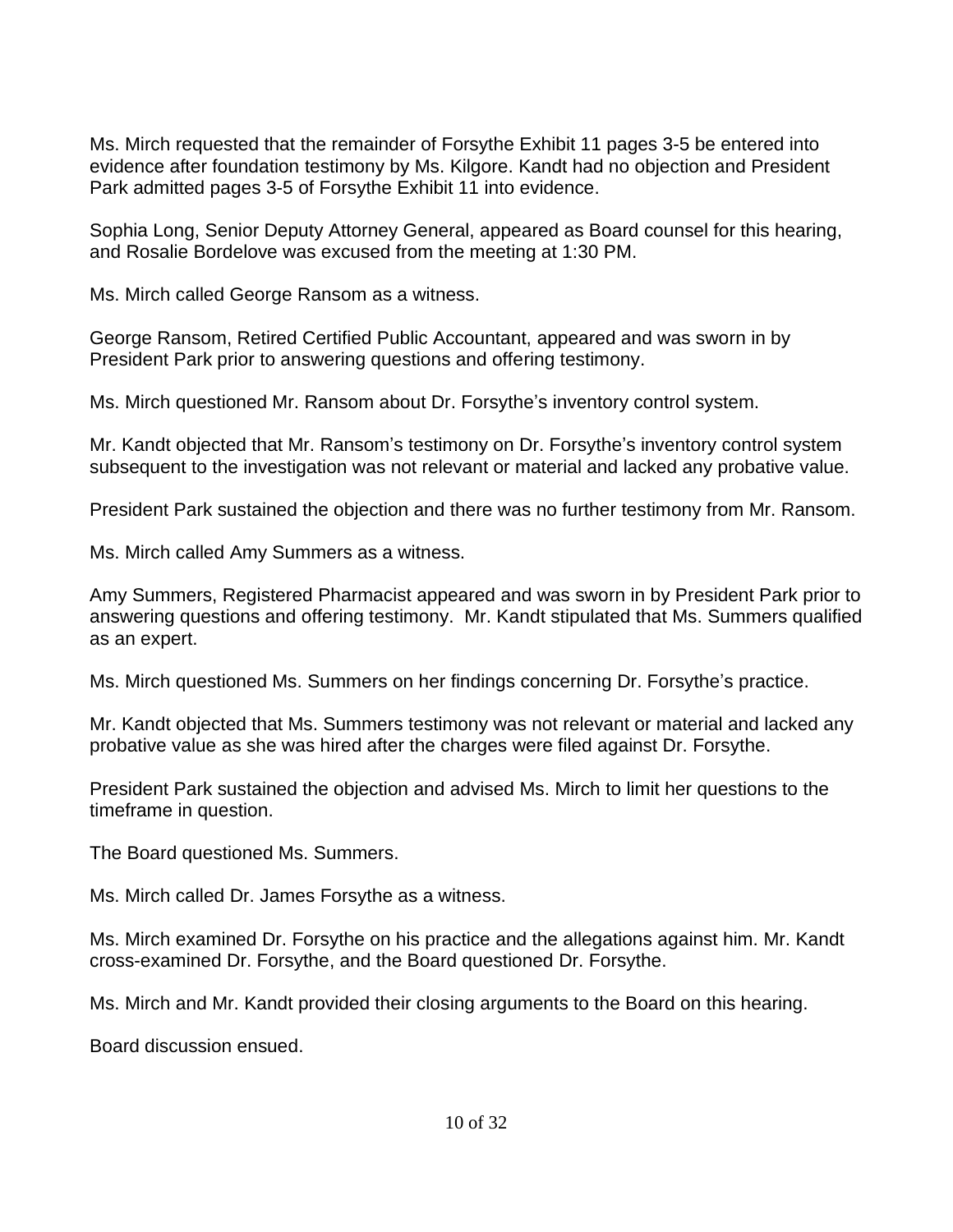Ms. Mirch requested that the remainder of Forsythe Exhibit 11 pages 3-5 be entered into evidence after foundation testimony by Ms. Kilgore. Kandt had no objection and President Park admitted pages 3-5 of Forsythe Exhibit 11 into evidence.

Sophia Long, Senior Deputy Attorney General, appeared as Board counsel for this hearing, and Rosalie Bordelove was excused from the meeting at 1:30 PM.

Ms. Mirch called George Ransom as a witness.

George Ransom, Retired Certified Public Accountant, appeared and was sworn in by President Park prior to answering questions and offering testimony.

Ms. Mirch questioned Mr. Ransom about Dr. Forsythe's inventory control system.

Mr. Kandt objected that Mr. Ransom's testimony on Dr. Forsythe's inventory control system subsequent to the investigation was not relevant or material and lacked any probative value.

President Park sustained the objection and there was no further testimony from Mr. Ransom.

Ms. Mirch called Amy Summers as a witness.

Amy Summers, Registered Pharmacist appeared and was sworn in by President Park prior to answering questions and offering testimony. Mr. Kandt stipulated that Ms. Summers qualified as an expert.

Ms. Mirch questioned Ms. Summers on her findings concerning Dr. Forsythe's practice.

Mr. Kandt objected that Ms. Summers testimony was not relevant or material and lacked any probative value as she was hired after the charges were filed against Dr. Forsythe.

President Park sustained the objection and advised Ms. Mirch to limit her questions to the timeframe in question.

The Board questioned Ms. Summers.

Ms. Mirch called Dr. James Forsythe as a witness.

Ms. Mirch examined Dr. Forsythe on his practice and the allegations against him. Mr. Kandt cross-examined Dr. Forsythe, and the Board questioned Dr. Forsythe.

Ms. Mirch and Mr. Kandt provided their closing arguments to the Board on this hearing.

Board discussion ensued.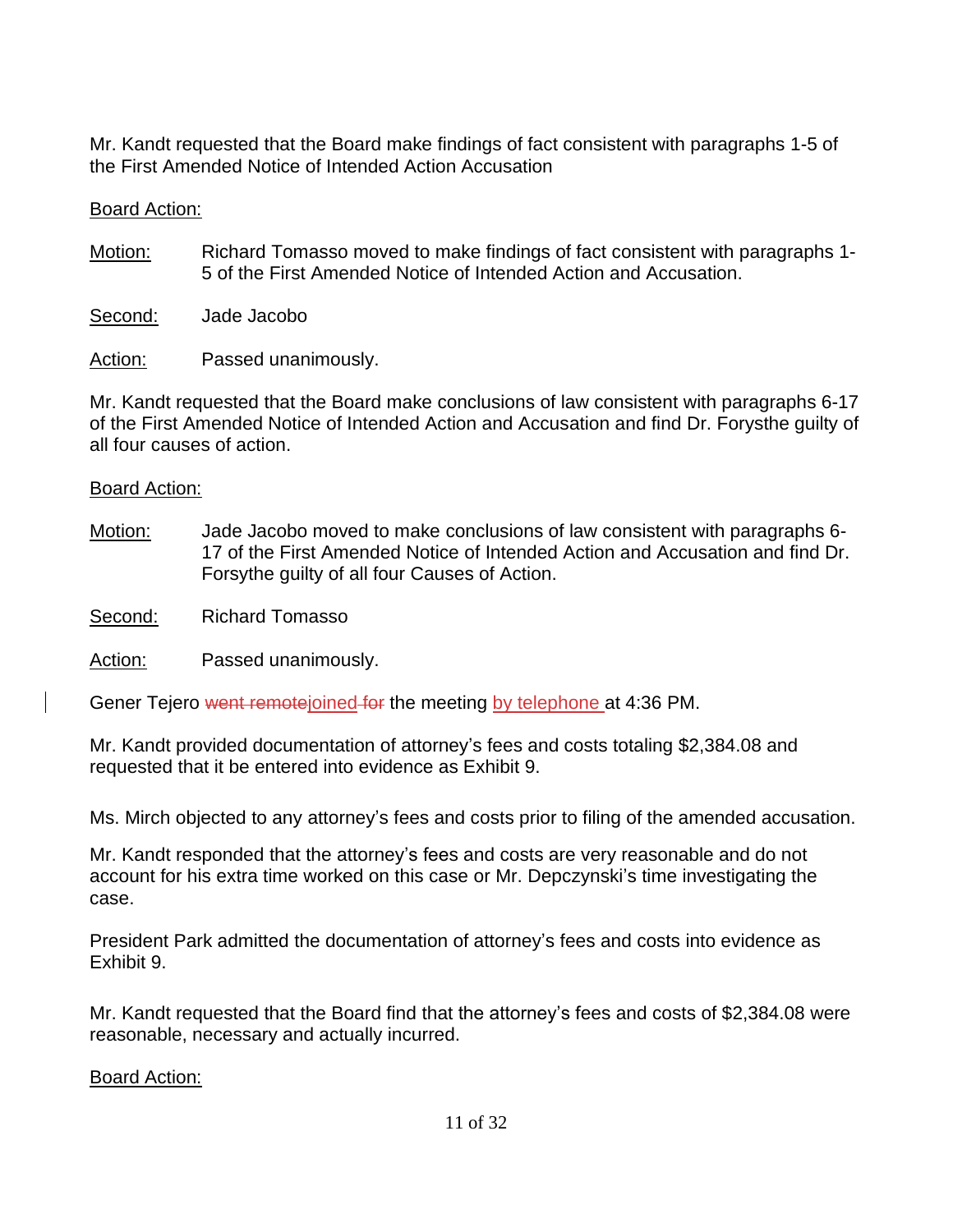Mr. Kandt requested that the Board make findings of fact consistent with paragraphs 1-5 of the First Amended Notice of Intended Action Accusation

Board Action:

Motion: Richard Tomasso moved to make findings of fact consistent with paragraphs 1-5 of the First Amended Notice of Intended Action and Accusation.

Second: Jade Jacobo

Action: Passed unanimously.

Mr. Kandt requested that the Board make conclusions of law consistent with paragraphs 6-17 of the First Amended Notice of Intended Action and Accusation and find Dr. Forysthe guilty of all four causes of action.

Board Action:

Motion: Jade Jacobo moved to make conclusions of law consistent with paragraphs 6-17 of the First Amended Notice of Intended Action and Accusation and find Dr. Forsythe guilty of all four Causes of Action.

Second: Richard Tomasso

Action: Passed unanimously.

Gener Tejero ~~went remote~~joined ~~for~~ the meeting by telephone at 4:36 PM.

Mr. Kandt provided documentation of attorney's fees and costs totaling $2,384.08 and requested that it be entered into evidence as Exhibit 9.

Ms. Mirch objected to any attorney's fees and costs prior to filing of the amended accusation.

Mr. Kandt responded that the attorney's fees and costs are very reasonable and do not account for his extra time worked on this case or Mr. Depczynski's time investigating the case.

President Park admitted the documentation of attorney's fees and costs into evidence as Exhibit 9.

Mr. Kandt requested that the Board find that the attorney's fees and costs of $2,384.08 were reasonable, necessary and actually incurred.

Board Action: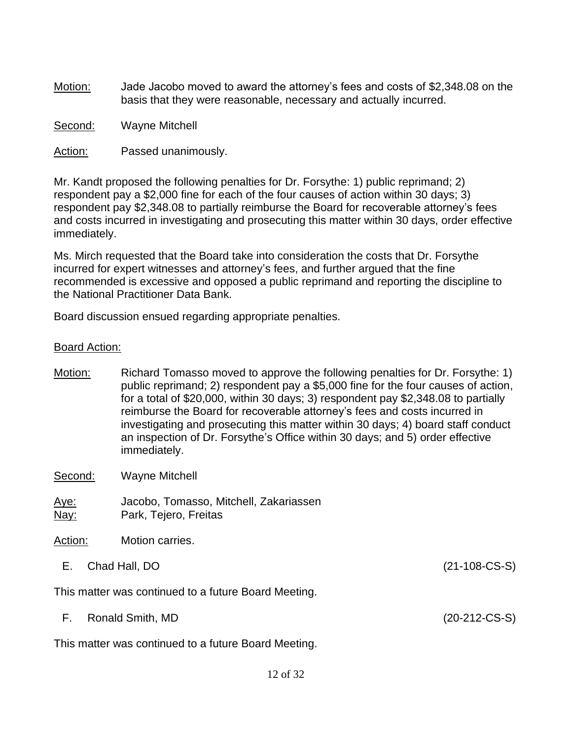Motion: Jade Jacobo moved to award the attorney's fees and costs of $2,348.08 on the basis that they were reasonable, necessary and actually incurred.

Second: Wayne Mitchell

Action: Passed unanimously.

Mr. Kandt proposed the following penalties for Dr. Forsythe: 1) public reprimand; 2) respondent pay a $2,000 fine for each of the four causes of action within 30 days; 3) respondent pay $2,348.08 to partially reimburse the Board for recoverable attorney's fees and costs incurred in investigating and prosecuting this matter within 30 days, order effective immediately.

Ms. Mirch requested that the Board take into consideration the costs that Dr. Forsythe incurred for expert witnesses and attorney's fees, and further argued that the fine recommended is excessive and opposed a public reprimand and reporting the discipline to the National Practitioner Data Bank.

Board discussion ensued regarding appropriate penalties.

Board Action:

Motion: Richard Tomasso moved to approve the following penalties for Dr. Forsythe: 1) public reprimand; 2) respondent pay a $5,000 fine for the four causes of action, for a total of $20,000, within 30 days; 3) respondent pay $2,348.08 to partially reimburse the Board for recoverable attorney's fees and costs incurred in investigating and prosecuting this matter within 30 days; 4) board staff conduct an inspection of Dr. Forsythe's Office within 30 days; and 5) order effective immediately.

Second: Wayne Mitchell

Aye: Jacobo, Tomasso, Mitchell, Zakariassen
Nay: Park, Tejero, Freitas

Action: Motion carries.

E. Chad Hall, DO (21-108-CS-S)

This matter was continued to a future Board Meeting.

F. Ronald Smith, MD (20-212-CS-S)

This matter was continued to a future Board Meeting.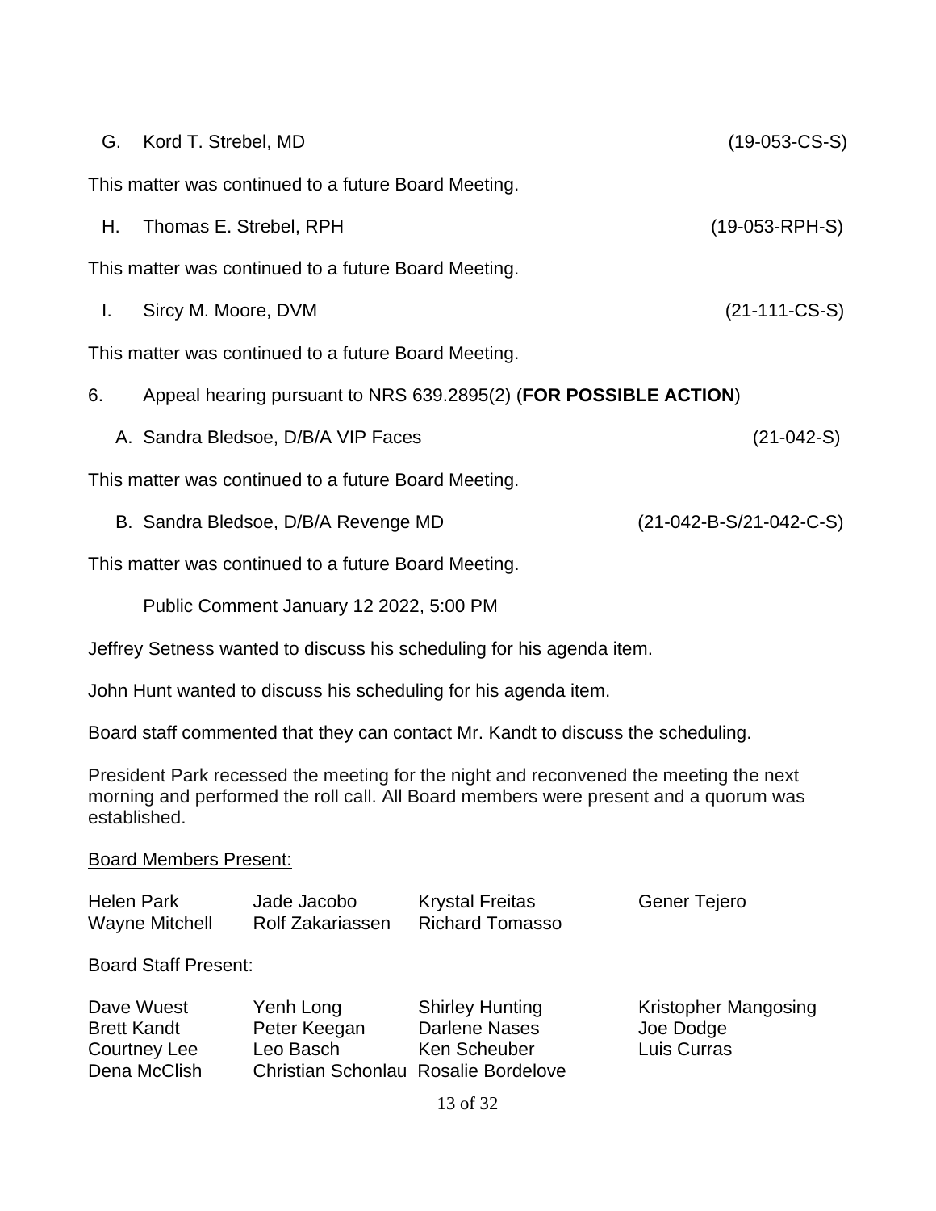G. Kord T. Strebel, MD (19-053-CS-S)

This matter was continued to a future Board Meeting.

H. Thomas E. Strebel, RPH (19-053-RPH-S)

This matter was continued to a future Board Meeting.

I. Sircy M. Moore, DVM (21-111-CS-S)

This matter was continued to a future Board Meeting.

6. Appeal hearing pursuant to NRS 639.2895(2) (**FOR POSSIBLE ACTION**)

A. Sandra Bledsoe, D/B/A VIP Faces (21-042-S)

This matter was continued to a future Board Meeting.

B. Sandra Bledsoe, D/B/A Revenge MD (21-042-B-S/21-042-C-S)

This matter was continued to a future Board Meeting.

Public Comment January 12 2022, 5:00 PM

Jeffrey Setness wanted to discuss his scheduling for his agenda item.

John Hunt wanted to discuss his scheduling for his agenda item.

Board staff commented that they can contact Mr. Kandt to discuss the scheduling.

President Park recessed the meeting for the night and reconvened the meeting the next morning and performed the roll call. All Board members were present and a quorum was established.

Board Members Present:

| | | | |
|---|---|---|---|
| Helen Park | Jade Jacobo | Krystal Freitas | Gener Tejero |
| Wayne Mitchell | Rolf Zakariassen | Richard Tomasso | |

Board Staff Present:

| | | | |
|---|---|---|---|
| Dave Wuest | Yenh Long | Shirley Hunting | Kristopher Mangosing |
| Brett Kandt | Peter Keegan | Darlene Nases | Joe Dodge |
| Courtney Lee | Leo Basch | Ken Scheuber | Luis Curras |
| Dena McClish | Christian Schonlau | Rosalie Bordelove | |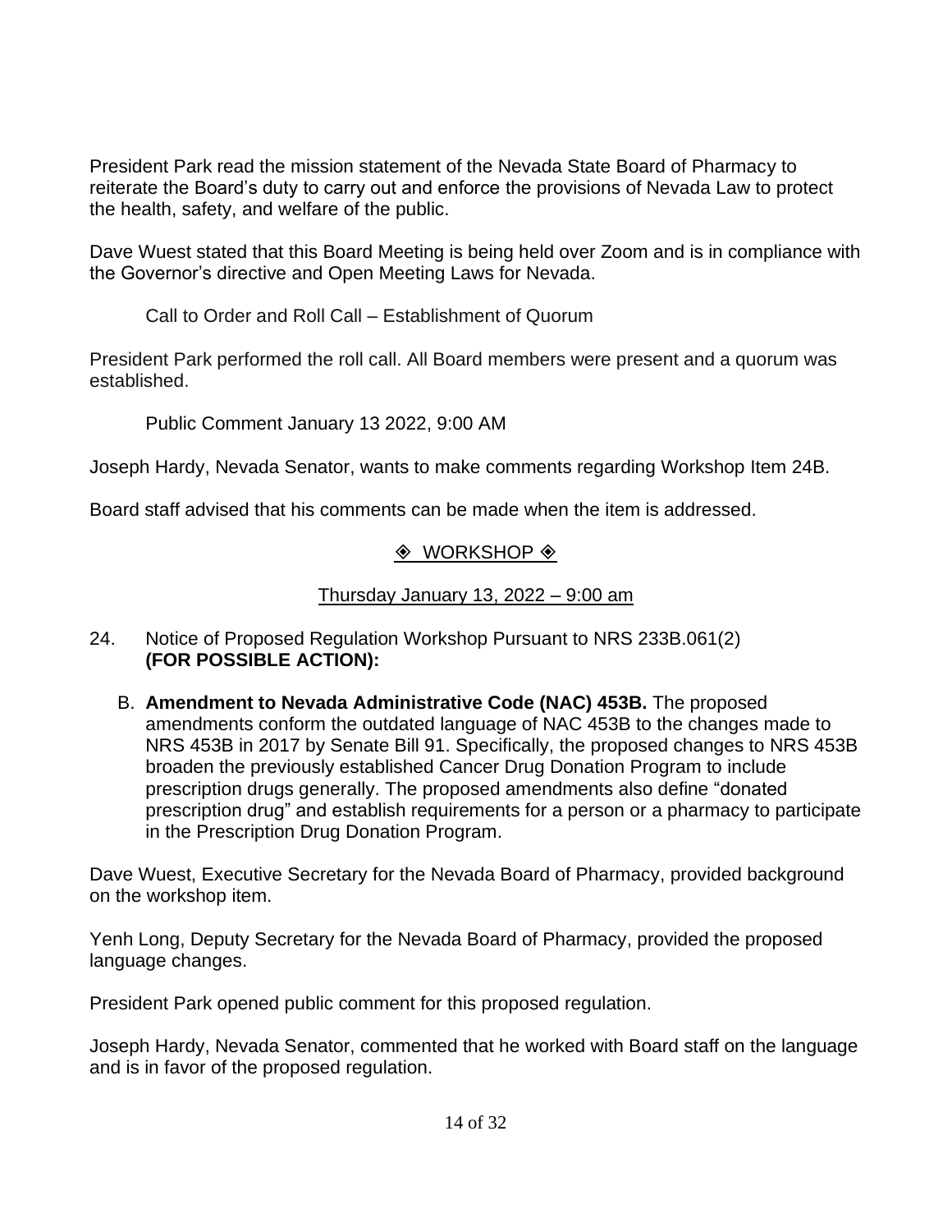President Park read the mission statement of the Nevada State Board of Pharmacy to reiterate the Board's duty to carry out and enforce the provisions of Nevada Law to protect the health, safety, and welfare of the public.

Dave Wuest stated that this Board Meeting is being held over Zoom and is in compliance with the Governor's directive and Open Meeting Laws for Nevada.

Call to Order and Roll Call – Establishment of Quorum

President Park performed the roll call. All Board members were present and a quorum was established.

Public Comment January 13 2022, 9:00 AM

Joseph Hardy, Nevada Senator, wants to make comments regarding Workshop Item 24B.

Board staff advised that his comments can be made when the item is addressed.

◈ WORKSHOP ◈

Thursday January 13, 2022 – 9:00 am

24. Notice of Proposed Regulation Workshop Pursuant to NRS 233B.061(2) **(FOR POSSIBLE ACTION):**

    B. **Amendment to Nevada Administrative Code (NAC) 453B.** The proposed amendments conform the outdated language of NAC 453B to the changes made to NRS 453B in 2017 by Senate Bill 91. Specifically, the proposed changes to NRS 453B broaden the previously established Cancer Drug Donation Program to include prescription drugs generally. The proposed amendments also define "donated prescription drug" and establish requirements for a person or a pharmacy to participate in the Prescription Drug Donation Program.

Dave Wuest, Executive Secretary for the Nevada Board of Pharmacy, provided background on the workshop item.

Yenh Long, Deputy Secretary for the Nevada Board of Pharmacy, provided the proposed language changes.

President Park opened public comment for this proposed regulation.

Joseph Hardy, Nevada Senator, commented that he worked with Board staff on the language and is in favor of the proposed regulation.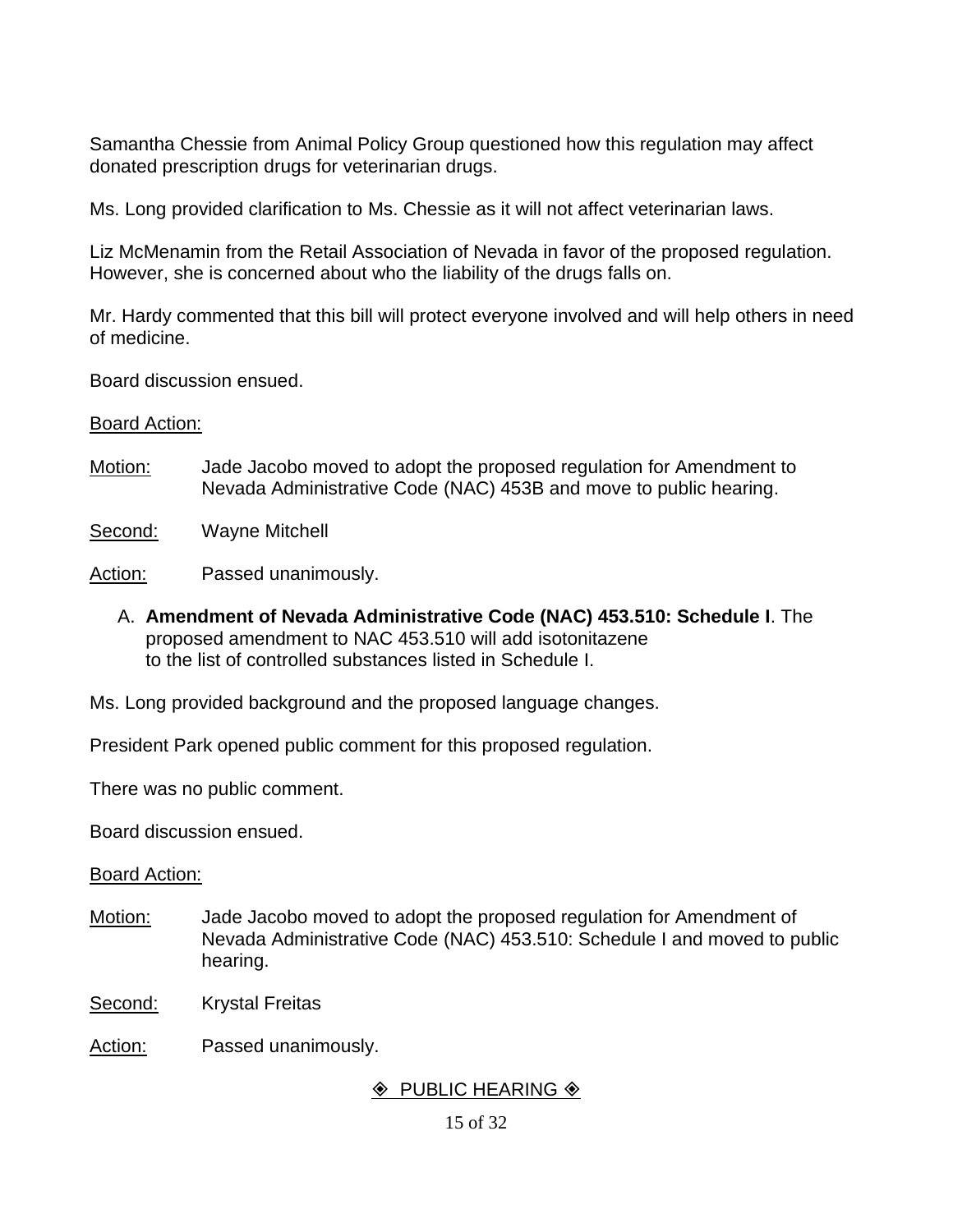Samantha Chessie from Animal Policy Group questioned how this regulation may affect donated prescription drugs for veterinarian drugs.

Ms. Long provided clarification to Ms. Chessie as it will not affect veterinarian laws.

Liz McMenamin from the Retail Association of Nevada in favor of the proposed regulation. However, she is concerned about who the liability of the drugs falls on.

Mr. Hardy commented that this bill will protect everyone involved and will help others in need of medicine.

Board discussion ensued.

<u>Board Action:</u>

<u>Motion:</u> Jade Jacobo moved to adopt the proposed regulation for Amendment to Nevada Administrative Code (NAC) 453B and move to public hearing.

<u>Second:</u> Wayne Mitchell

<u>Action:</u> Passed unanimously.

A. **Amendment of Nevada Administrative Code (NAC) 453.510: Schedule I**. The proposed amendment to NAC 453.510 will add isotonitazene to the list of controlled substances listed in Schedule I.

Ms. Long provided background and the proposed language changes.

President Park opened public comment for this proposed regulation.

There was no public comment.

Board discussion ensued.

<u>Board Action:</u>

<u>Motion:</u> Jade Jacobo moved to adopt the proposed regulation for Amendment of Nevada Administrative Code (NAC) 453.510: Schedule I and moved to public hearing.

<u>Second:</u> Krystal Freitas

<u>Action:</u> Passed unanimously.

◈ <u>PUBLIC HEARING</u> ◈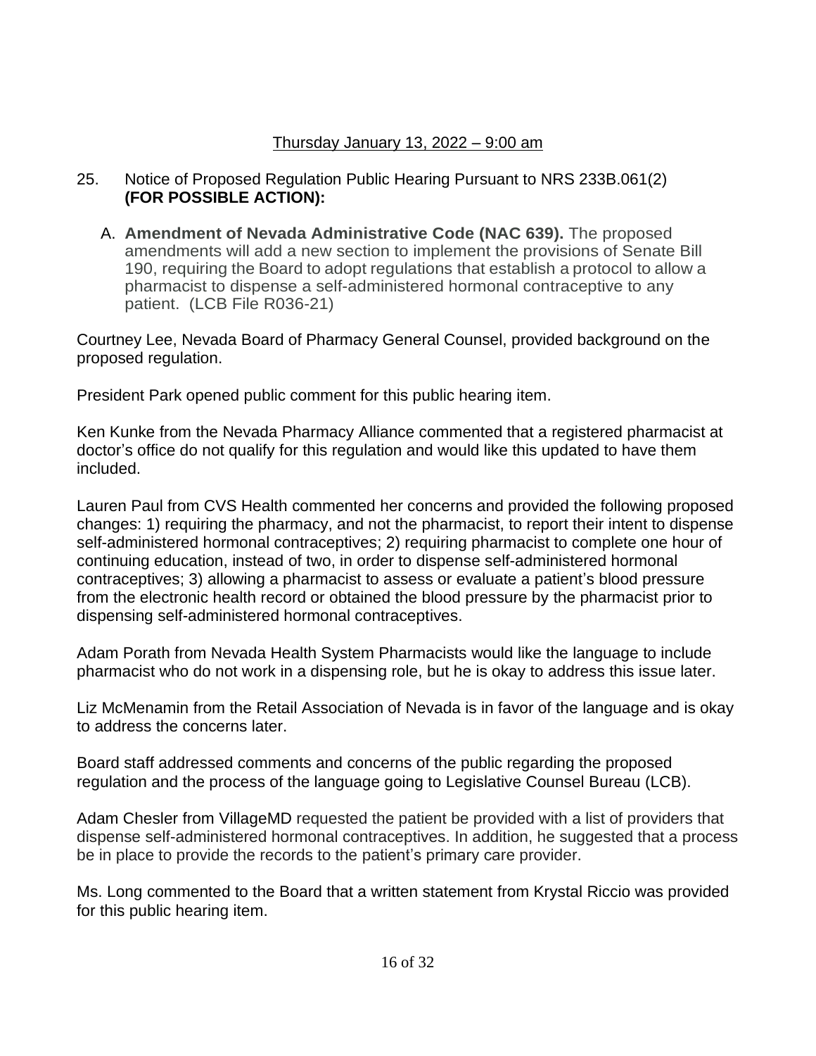Thursday January 13, 2022 – 9:00 am

25. Notice of Proposed Regulation Public Hearing Pursuant to NRS 233B.061(2) **(FOR POSSIBLE ACTION):**

   A. **Amendment of Nevada Administrative Code (NAC 639).** The proposed amendments will add a new section to implement the provisions of Senate Bill 190, requiring the Board to adopt regulations that establish a protocol to allow a pharmacist to dispense a self-administered hormonal contraceptive to any patient. (LCB File R036-21)

Courtney Lee, Nevada Board of Pharmacy General Counsel, provided background on the proposed regulation.

President Park opened public comment for this public hearing item.

Ken Kunke from the Nevada Pharmacy Alliance commented that a registered pharmacist at doctor's office do not qualify for this regulation and would like this updated to have them included.

Lauren Paul from CVS Health commented her concerns and provided the following proposed changes: 1) requiring the pharmacy, and not the pharmacist, to report their intent to dispense self-administered hormonal contraceptives; 2) requiring pharmacist to complete one hour of continuing education, instead of two, in order to dispense self-administered hormonal contraceptives; 3) allowing a pharmacist to assess or evaluate a patient's blood pressure from the electronic health record or obtained the blood pressure by the pharmacist prior to dispensing self-administered hormonal contraceptives.

Adam Porath from Nevada Health System Pharmacists would like the language to include pharmacist who do not work in a dispensing role, but he is okay to address this issue later.

Liz McMenamin from the Retail Association of Nevada is in favor of the language and is okay to address the concerns later.

Board staff addressed comments and concerns of the public regarding the proposed regulation and the process of the language going to Legislative Counsel Bureau (LCB).

Adam Chesler from VillageMD requested the patient be provided with a list of providers that dispense self-administered hormonal contraceptives. In addition, he suggested that a process be in place to provide the records to the patient's primary care provider.

Ms. Long commented to the Board that a written statement from Krystal Riccio was provided for this public hearing item.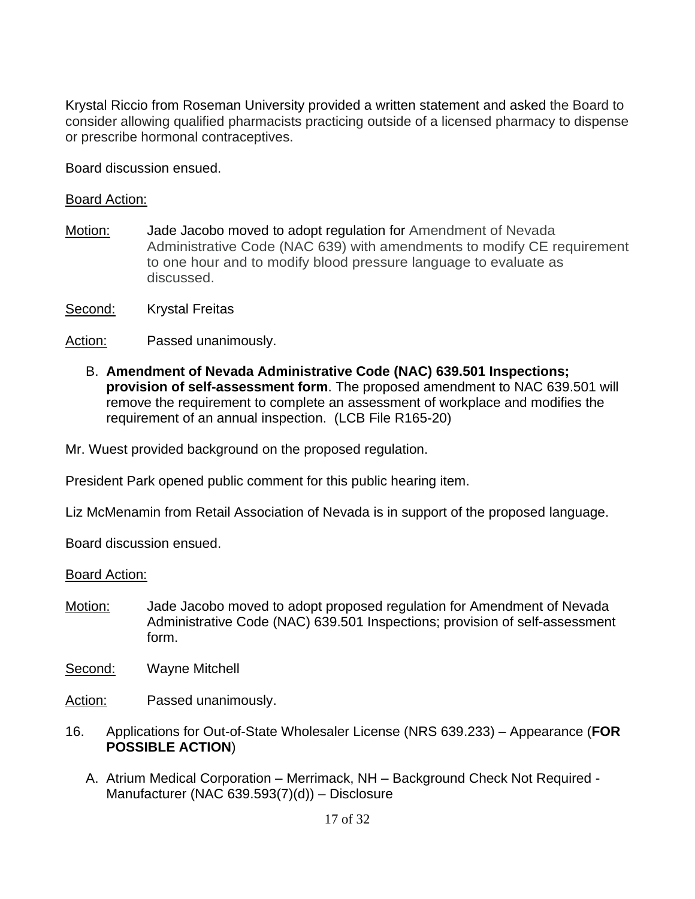Krystal Riccio from Roseman University provided a written statement and asked the Board to consider allowing qualified pharmacists practicing outside of a licensed pharmacy to dispense or prescribe hormonal contraceptives.

Board discussion ensued.

<u>Board Action:</u>

<u>Motion:</u> Jade Jacobo moved to adopt regulation for Amendment of Nevada Administrative Code (NAC 639) with amendments to modify CE requirement to one hour and to modify blood pressure language to evaluate as discussed.

<u>Second:</u> Krystal Freitas

<u>Action:</u> Passed unanimously.

B. **Amendment of Nevada Administrative Code (NAC) 639.501 Inspections; provision of self-assessment form**. The proposed amendment to NAC 639.501 will remove the requirement to complete an assessment of workplace and modifies the requirement of an annual inspection. (LCB File R165-20)

Mr. Wuest provided background on the proposed regulation.

President Park opened public comment for this public hearing item.

Liz McMenamin from Retail Association of Nevada is in support of the proposed language.

Board discussion ensued.

<u>Board Action:</u>

<u>Motion:</u> Jade Jacobo moved to adopt proposed regulation for Amendment of Nevada Administrative Code (NAC) 639.501 Inspections; provision of self-assessment form.

<u>Second:</u> Wayne Mitchell

<u>Action:</u> Passed unanimously.

16. Applications for Out-of-State Wholesaler License (NRS 639.233) – Appearance (**FOR POSSIBLE ACTION**)

    A. Atrium Medical Corporation – Merrimack, NH – Background Check Not Required - Manufacturer (NAC 639.593(7)(d)) – Disclosure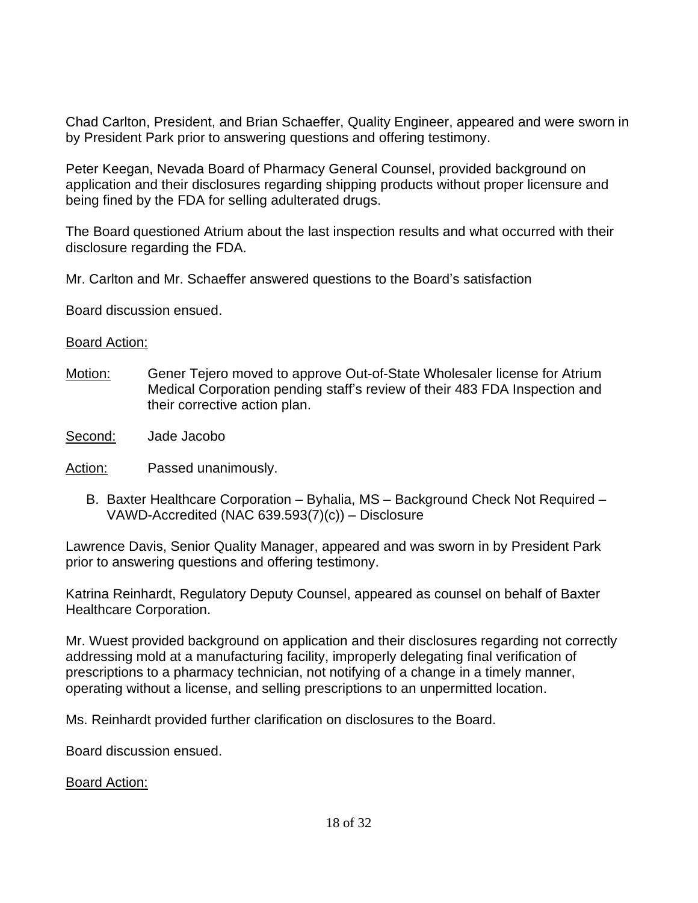Chad Carlton, President, and Brian Schaeffer, Quality Engineer, appeared and were sworn in by President Park prior to answering questions and offering testimony.

Peter Keegan, Nevada Board of Pharmacy General Counsel, provided background on application and their disclosures regarding shipping products without proper licensure and being fined by the FDA for selling adulterated drugs.

The Board questioned Atrium about the last inspection results and what occurred with their disclosure regarding the FDA.

Mr. Carlton and Mr. Schaeffer answered questions to the Board's satisfaction

Board discussion ensued.

Board Action:

Motion: Gener Tejero moved to approve Out-of-State Wholesaler license for Atrium Medical Corporation pending staff's review of their 483 FDA Inspection and their corrective action plan.

Second: Jade Jacobo

Action: Passed unanimously.

B. Baxter Healthcare Corporation – Byhalia, MS – Background Check Not Required – VAWD-Accredited (NAC 639.593(7)(c)) – Disclosure

Lawrence Davis, Senior Quality Manager, appeared and was sworn in by President Park prior to answering questions and offering testimony.

Katrina Reinhardt, Regulatory Deputy Counsel, appeared as counsel on behalf of Baxter Healthcare Corporation.

Mr. Wuest provided background on application and their disclosures regarding not correctly addressing mold at a manufacturing facility, improperly delegating final verification of prescriptions to a pharmacy technician, not notifying of a change in a timely manner, operating without a license, and selling prescriptions to an unpermitted location.

Ms. Reinhardt provided further clarification on disclosures to the Board.

Board discussion ensued.

Board Action: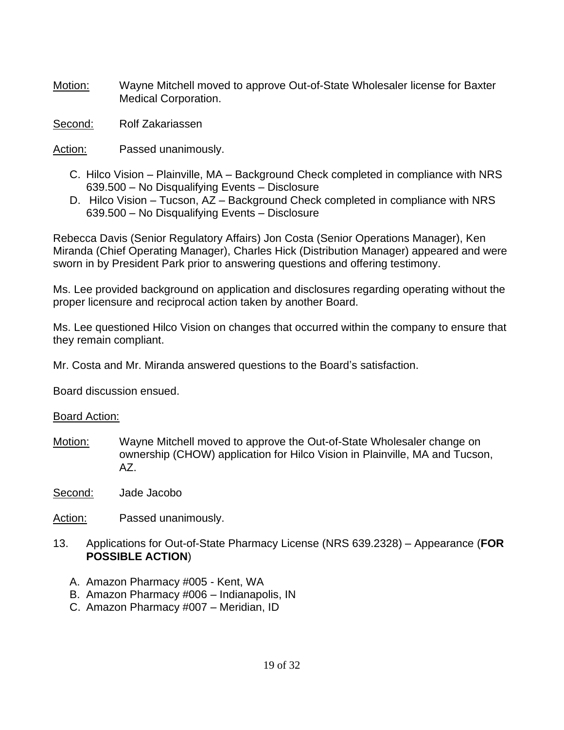<u>Motion:</u> Wayne Mitchell moved to approve Out-of-State Wholesaler license for Baxter Medical Corporation.

<u>Second:</u> Rolf Zakariassen

<u>Action:</u> Passed unanimously.

C. Hilco Vision – Plainville, MA – Background Check completed in compliance with NRS 639.500 – No Disqualifying Events – Disclosure
D. Hilco Vision – Tucson, AZ – Background Check completed in compliance with NRS 639.500 – No Disqualifying Events – Disclosure

Rebecca Davis (Senior Regulatory Affairs) Jon Costa (Senior Operations Manager), Ken Miranda (Chief Operating Manager), Charles Hick (Distribution Manager) appeared and were sworn in by President Park prior to answering questions and offering testimony.

Ms. Lee provided background on application and disclosures regarding operating without the proper licensure and reciprocal action taken by another Board.

Ms. Lee questioned Hilco Vision on changes that occurred within the company to ensure that they remain compliant.

Mr. Costa and Mr. Miranda answered questions to the Board's satisfaction.

Board discussion ensued.

<u>Board Action:</u>

<u>Motion:</u> Wayne Mitchell moved to approve the Out-of-State Wholesaler change on ownership (CHOW) application for Hilco Vision in Plainville, MA and Tucson, AZ.

<u>Second:</u> Jade Jacobo

<u>Action:</u> Passed unanimously.

13. Applications for Out-of-State Pharmacy License (NRS 639.2328) – Appearance (**FOR POSSIBLE ACTION**)

    A. Amazon Pharmacy #005 - Kent, WA
    B. Amazon Pharmacy #006 – Indianapolis, IN
    C. Amazon Pharmacy #007 – Meridian, ID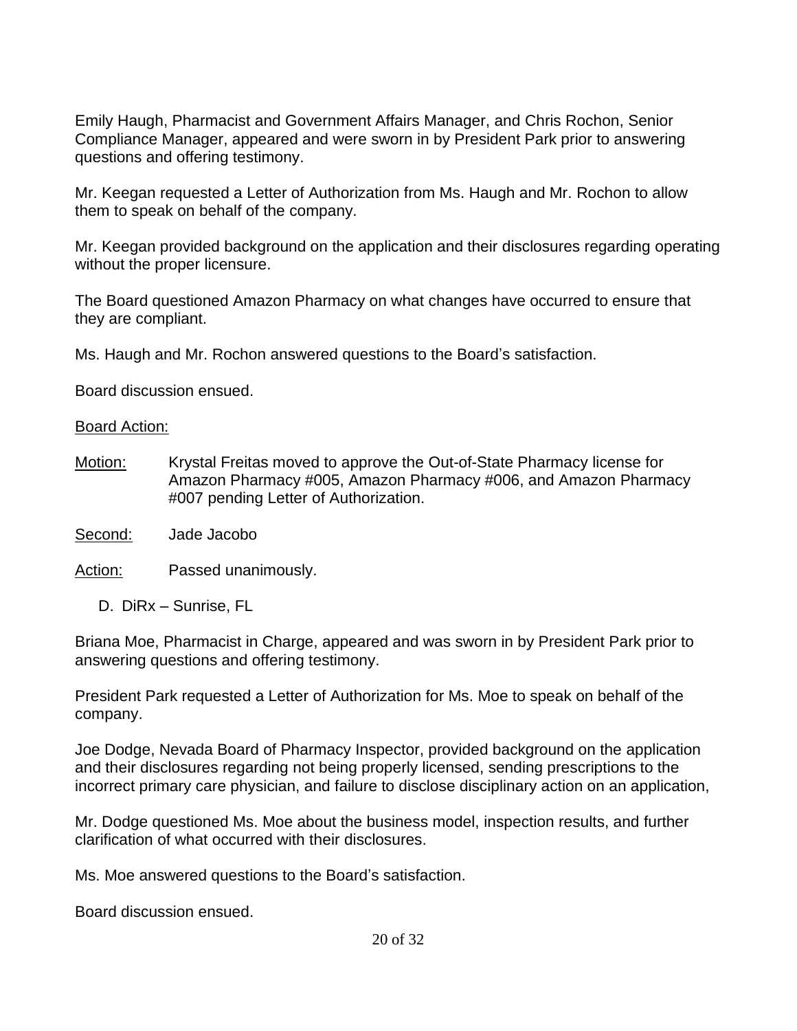Emily Haugh, Pharmacist and Government Affairs Manager, and Chris Rochon, Senior Compliance Manager, appeared and were sworn in by President Park prior to answering questions and offering testimony.

Mr. Keegan requested a Letter of Authorization from Ms. Haugh and Mr. Rochon to allow them to speak on behalf of the company.

Mr. Keegan provided background on the application and their disclosures regarding operating without the proper licensure.

The Board questioned Amazon Pharmacy on what changes have occurred to ensure that they are compliant.

Ms. Haugh and Mr. Rochon answered questions to the Board's satisfaction.

Board discussion ensued.

Board Action:

Motion: Krystal Freitas moved to approve the Out-of-State Pharmacy license for Amazon Pharmacy #005, Amazon Pharmacy #006, and Amazon Pharmacy #007 pending Letter of Authorization.

Second: Jade Jacobo

Action: Passed unanimously.

D. DiRx – Sunrise, FL

Briana Moe, Pharmacist in Charge, appeared and was sworn in by President Park prior to answering questions and offering testimony.

President Park requested a Letter of Authorization for Ms. Moe to speak on behalf of the company.

Joe Dodge, Nevada Board of Pharmacy Inspector, provided background on the application and their disclosures regarding not being properly licensed, sending prescriptions to the incorrect primary care physician, and failure to disclose disciplinary action on an application,

Mr. Dodge questioned Ms. Moe about the business model, inspection results, and further clarification of what occurred with their disclosures.

Ms. Moe answered questions to the Board's satisfaction.

Board discussion ensued.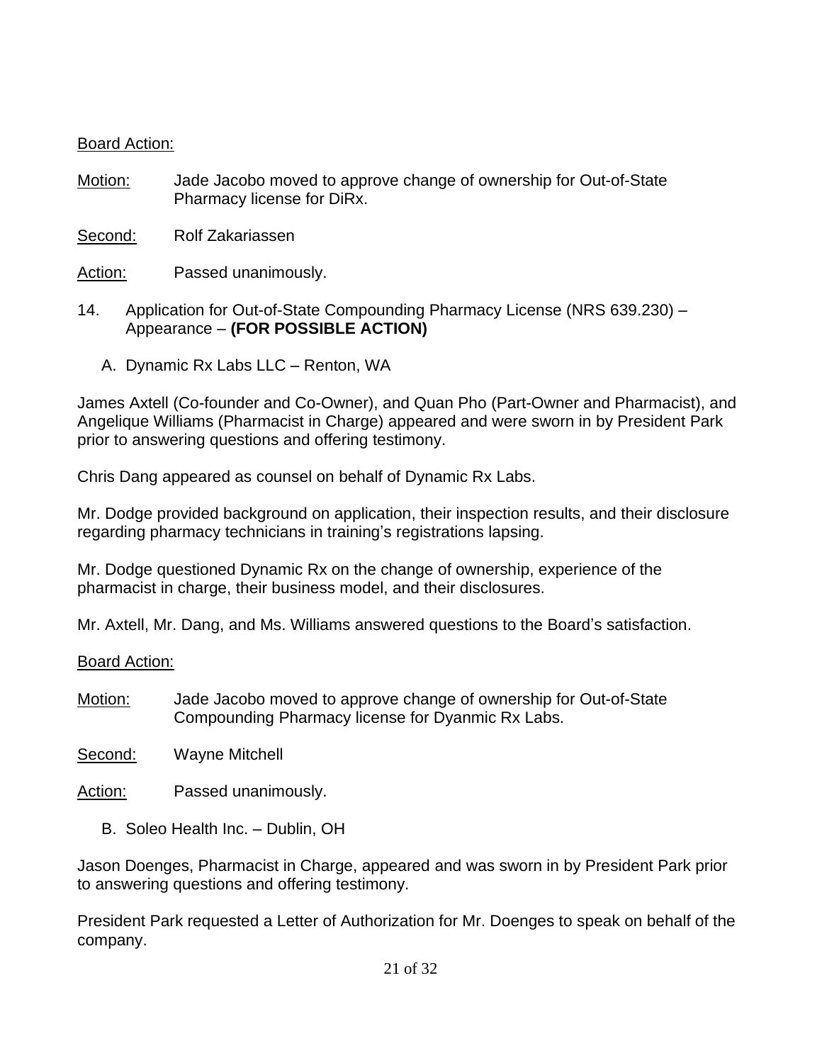Board Action:

Motion: Jade Jacobo moved to approve change of ownership for Out-of-State Pharmacy license for DiRx.

Second: Rolf Zakariassen

Action: Passed unanimously.

14. Application for Out-of-State Compounding Pharmacy License (NRS 639.230) – Appearance – **(FOR POSSIBLE ACTION)**

   A. Dynamic Rx Labs LLC – Renton, WA

James Axtell (Co-founder and Co-Owner), and Quan Pho (Part-Owner and Pharmacist), and Angelique Williams (Pharmacist in Charge) appeared and were sworn in by President Park prior to answering questions and offering testimony.

Chris Dang appeared as counsel on behalf of Dynamic Rx Labs.

Mr. Dodge provided background on application, their inspection results, and their disclosure regarding pharmacy technicians in training's registrations lapsing.

Mr. Dodge questioned Dynamic Rx on the change of ownership, experience of the pharmacist in charge, their business model, and their disclosures.

Mr. Axtell, Mr. Dang, and Ms. Williams answered questions to the Board's satisfaction.

Board Action:

Motion: Jade Jacobo moved to approve change of ownership for Out-of-State Compounding Pharmacy license for Dyanmic Rx Labs.

Second: Wayne Mitchell

Action: Passed unanimously.

   B. Soleo Health Inc. – Dublin, OH

Jason Doenges, Pharmacist in Charge, appeared and was sworn in by President Park prior to answering questions and offering testimony.

President Park requested a Letter of Authorization for Mr. Doenges to speak on behalf of the company.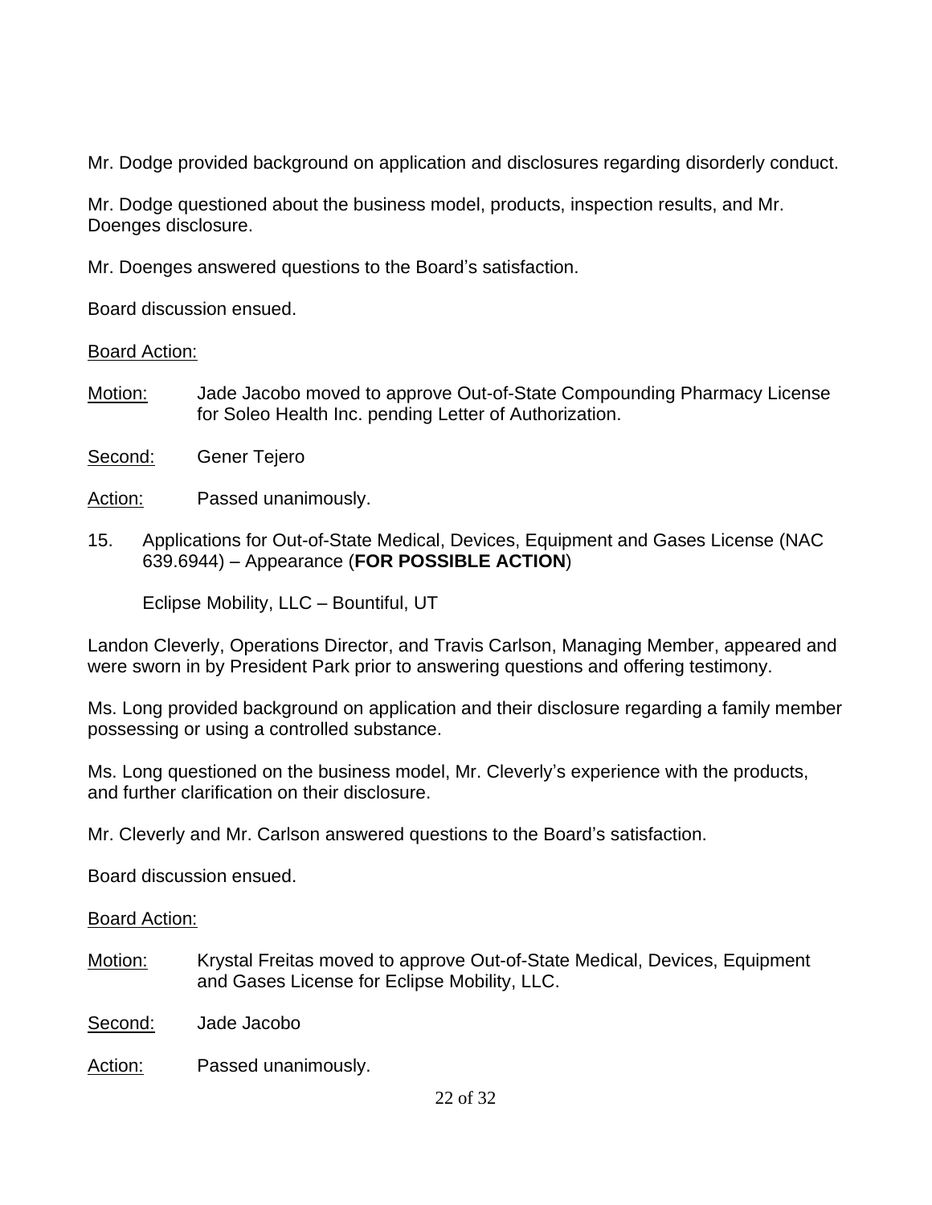Mr. Dodge provided background on application and disclosures regarding disorderly conduct.

Mr. Dodge questioned about the business model, products, inspection results, and Mr. Doenges disclosure.

Mr. Doenges answered questions to the Board's satisfaction.

Board discussion ensued.

<u>Board Action:</u>

<u>Motion:</u> Jade Jacobo moved to approve Out-of-State Compounding Pharmacy License for Soleo Health Inc. pending Letter of Authorization.

<u>Second:</u> Gener Tejero

<u>Action:</u> Passed unanimously.

15. Applications for Out-of-State Medical, Devices, Equipment and Gases License (NAC 639.6944) – Appearance (**FOR POSSIBLE ACTION**)

    Eclipse Mobility, LLC – Bountiful, UT

Landon Cleverly, Operations Director, and Travis Carlson, Managing Member, appeared and were sworn in by President Park prior to answering questions and offering testimony.

Ms. Long provided background on application and their disclosure regarding a family member possessing or using a controlled substance.

Ms. Long questioned on the business model, Mr. Cleverly's experience with the products, and further clarification on their disclosure.

Mr. Cleverly and Mr. Carlson answered questions to the Board's satisfaction.

Board discussion ensued.

<u>Board Action:</u>

<u>Motion:</u> Krystal Freitas moved to approve Out-of-State Medical, Devices, Equipment and Gases License for Eclipse Mobility, LLC.

<u>Second:</u> Jade Jacobo

<u>Action:</u> Passed unanimously.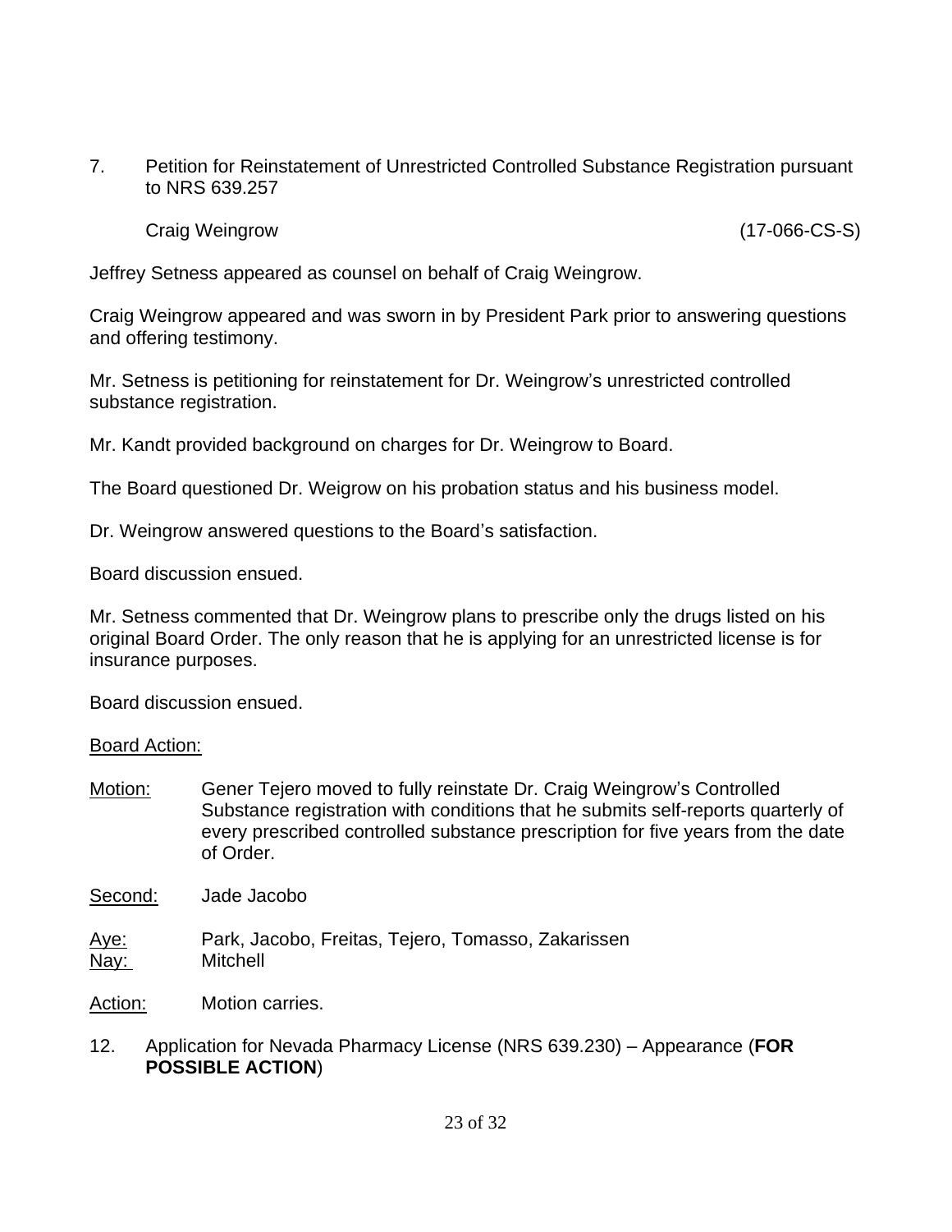7. Petition for Reinstatement of Unrestricted Controlled Substance Registration pursuant to NRS 639.257

Craig Weingrow (17-066-CS-S)

Jeffrey Setness appeared as counsel on behalf of Craig Weingrow.

Craig Weingrow appeared and was sworn in by President Park prior to answering questions and offering testimony.

Mr. Setness is petitioning for reinstatement for Dr. Weingrow's unrestricted controlled substance registration.

Mr. Kandt provided background on charges for Dr. Weingrow to Board.

The Board questioned Dr. Weigrow on his probation status and his business model.

Dr. Weingrow answered questions to the Board's satisfaction.

Board discussion ensued.

Mr. Setness commented that Dr. Weingrow plans to prescribe only the drugs listed on his original Board Order. The only reason that he is applying for an unrestricted license is for insurance purposes.

Board discussion ensued.

<u>Board Action:</u>

<u>Motion:</u> Gener Tejero moved to fully reinstate Dr. Craig Weingrow's Controlled Substance registration with conditions that he submits self-reports quarterly of every prescribed controlled substance prescription for five years from the date of Order.

<u>Second:</u> Jade Jacobo

<u>Aye:</u> Park, Jacobo, Freitas, Tejero, Tomasso, Zakarissen
<u>Nay:</u> Mitchell

<u>Action:</u> Motion carries.

12. Application for Nevada Pharmacy License (NRS 639.230) – Appearance (**FOR POSSIBLE ACTION**)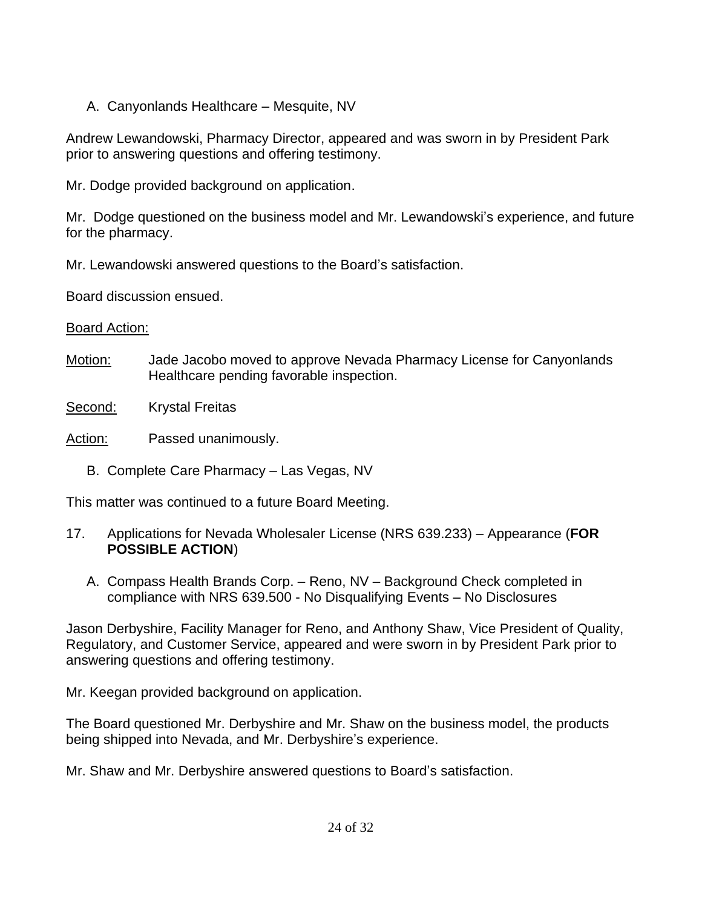A. Canyonlands Healthcare – Mesquite, NV

Andrew Lewandowski, Pharmacy Director, appeared and was sworn in by President Park prior to answering questions and offering testimony.

Mr. Dodge provided background on application.

Mr. Dodge questioned on the business model and Mr. Lewandowski's experience, and future for the pharmacy.

Mr. Lewandowski answered questions to the Board's satisfaction.

Board discussion ensued.

Board Action:

Motion: Jade Jacobo moved to approve Nevada Pharmacy License for Canyonlands Healthcare pending favorable inspection.

Second: Krystal Freitas

Action: Passed unanimously.

B. Complete Care Pharmacy – Las Vegas, NV

This matter was continued to a future Board Meeting.

17. Applications for Nevada Wholesaler License (NRS 639.233) – Appearance (**FOR POSSIBLE ACTION**)

A. Compass Health Brands Corp. – Reno, NV – Background Check completed in compliance with NRS 639.500 - No Disqualifying Events – No Disclosures

Jason Derbyshire, Facility Manager for Reno, and Anthony Shaw, Vice President of Quality, Regulatory, and Customer Service, appeared and were sworn in by President Park prior to answering questions and offering testimony.

Mr. Keegan provided background on application.

The Board questioned Mr. Derbyshire and Mr. Shaw on the business model, the products being shipped into Nevada, and Mr. Derbyshire's experience.

Mr. Shaw and Mr. Derbyshire answered questions to Board's satisfaction.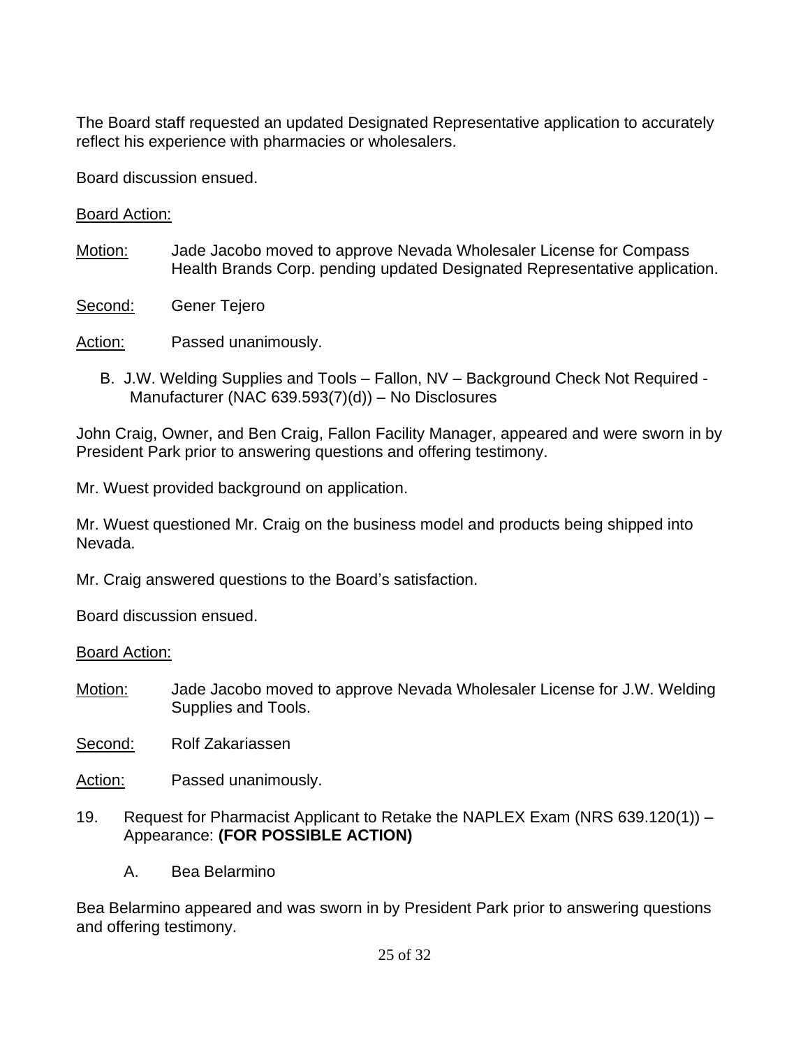The Board staff requested an updated Designated Representative application to accurately reflect his experience with pharmacies or wholesalers.

Board discussion ensued.

Board Action:

Motion: Jade Jacobo moved to approve Nevada Wholesaler License for Compass Health Brands Corp. pending updated Designated Representative application.

Second: Gener Tejero

Action: Passed unanimously.

B. J.W. Welding Supplies and Tools – Fallon, NV – Background Check Not Required - Manufacturer (NAC 639.593(7)(d)) – No Disclosures

John Craig, Owner, and Ben Craig, Fallon Facility Manager, appeared and were sworn in by President Park prior to answering questions and offering testimony.

Mr. Wuest provided background on application.

Mr. Wuest questioned Mr. Craig on the business model and products being shipped into Nevada.

Mr. Craig answered questions to the Board's satisfaction.

Board discussion ensued.

Board Action:

Motion: Jade Jacobo moved to approve Nevada Wholesaler License for J.W. Welding Supplies and Tools.

Second: Rolf Zakariassen

Action: Passed unanimously.

19. Request for Pharmacist Applicant to Retake the NAPLEX Exam (NRS 639.120(1)) – Appearance: **(FOR POSSIBLE ACTION)**

    A. Bea Belarmino

Bea Belarmino appeared and was sworn in by President Park prior to answering questions and offering testimony.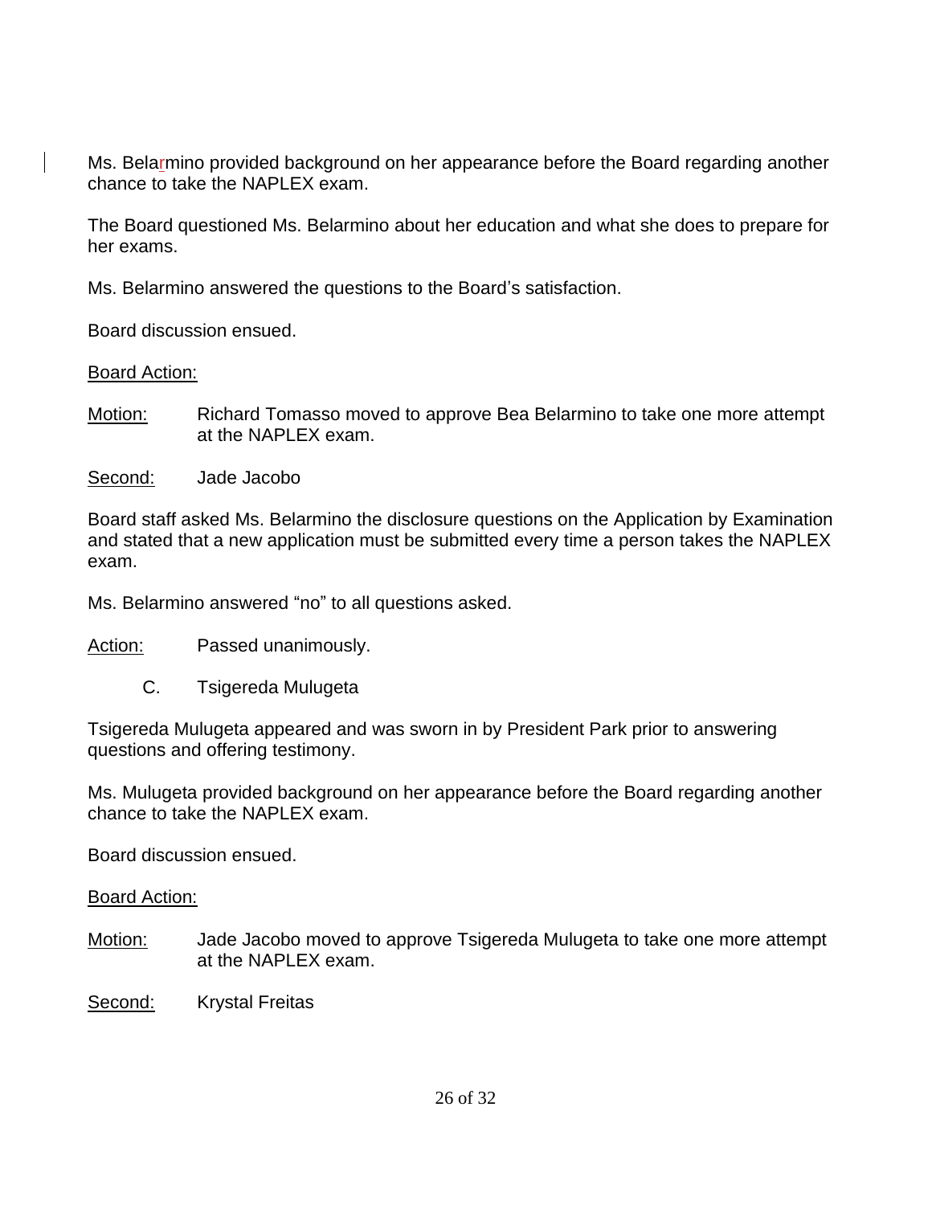Ms. Belarmino provided background on her appearance before the Board regarding another chance to take the NAPLEX exam.

The Board questioned Ms. Belarmino about her education and what she does to prepare for her exams.

Ms. Belarmino answered the questions to the Board's satisfaction.

Board discussion ensued.

<u>Board Action:</u>

<u>Motion:</u> Richard Tomasso moved to approve Bea Belarmino to take one more attempt at the NAPLEX exam.

<u>Second:</u> Jade Jacobo

Board staff asked Ms. Belarmino the disclosure questions on the Application by Examination and stated that a new application must be submitted every time a person takes the NAPLEX exam.

Ms. Belarmino answered "no" to all questions asked.

<u>Action:</u> Passed unanimously.

C. Tsigereda Mulugeta

Tsigereda Mulugeta appeared and was sworn in by President Park prior to answering questions and offering testimony.

Ms. Mulugeta provided background on her appearance before the Board regarding another chance to take the NAPLEX exam.

Board discussion ensued.

<u>Board Action:</u>

<u>Motion:</u> Jade Jacobo moved to approve Tsigereda Mulugeta to take one more attempt at the NAPLEX exam.

<u>Second:</u> Krystal Freitas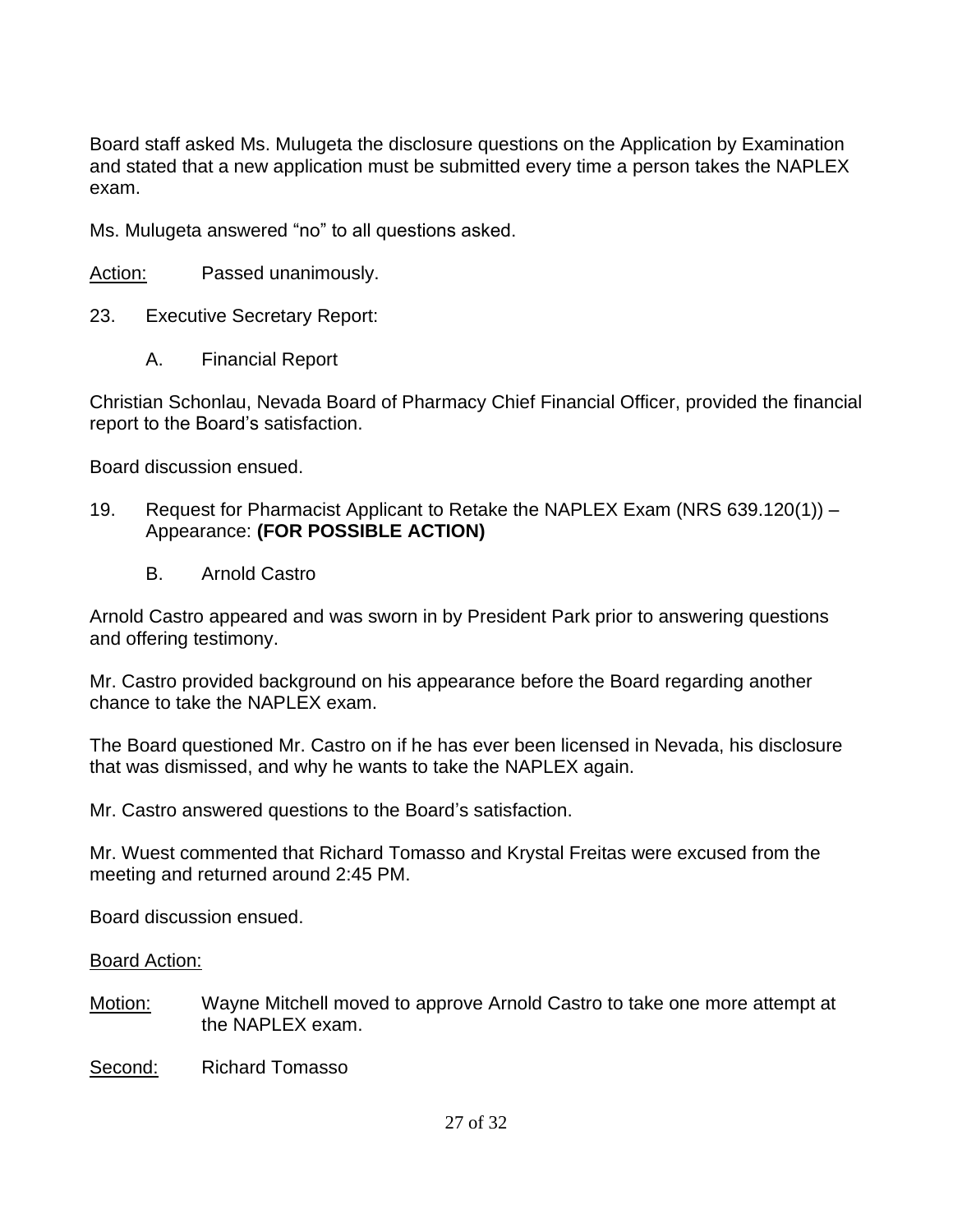Board staff asked Ms. Mulugeta the disclosure questions on the Application by Examination and stated that a new application must be submitted every time a person takes the NAPLEX exam.

Ms. Mulugeta answered "no" to all questions asked.

Action: Passed unanimously.

23. Executive Secretary Report:

    A. Financial Report

Christian Schonlau, Nevada Board of Pharmacy Chief Financial Officer, provided the financial report to the Board's satisfaction.

Board discussion ensued.

19. Request for Pharmacist Applicant to Retake the NAPLEX Exam (NRS 639.120(1)) – Appearance: **(FOR POSSIBLE ACTION)**

    B. Arnold Castro

Arnold Castro appeared and was sworn in by President Park prior to answering questions and offering testimony.

Mr. Castro provided background on his appearance before the Board regarding another chance to take the NAPLEX exam.

The Board questioned Mr. Castro on if he has ever been licensed in Nevada, his disclosure that was dismissed, and why he wants to take the NAPLEX again.

Mr. Castro answered questions to the Board's satisfaction.

Mr. Wuest commented that Richard Tomasso and Krystal Freitas were excused from the meeting and returned around 2:45 PM.

Board discussion ensued.

Board Action:

Motion: Wayne Mitchell moved to approve Arnold Castro to take one more attempt at the NAPLEX exam.

Second: Richard Tomasso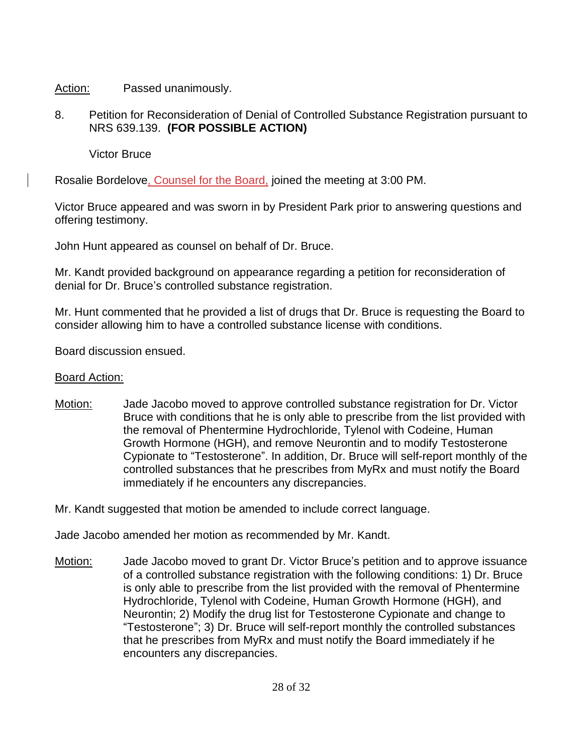Action: Passed unanimously.

8. Petition for Reconsideration of Denial of Controlled Substance Registration pursuant to NRS 639.139. **(FOR POSSIBLE ACTION)**

   Victor Bruce

Rosalie Bordelove, Counsel for the Board, joined the meeting at 3:00 PM.

Victor Bruce appeared and was sworn in by President Park prior to answering questions and offering testimony.

John Hunt appeared as counsel on behalf of Dr. Bruce.

Mr. Kandt provided background on appearance regarding a petition for reconsideration of denial for Dr. Bruce's controlled substance registration.

Mr. Hunt commented that he provided a list of drugs that Dr. Bruce is requesting the Board to consider allowing him to have a controlled substance license with conditions.

Board discussion ensued.

Board Action:

Motion: Jade Jacobo moved to approve controlled substance registration for Dr. Victor Bruce with conditions that he is only able to prescribe from the list provided with the removal of Phentermine Hydrochloride, Tylenol with Codeine, Human Growth Hormone (HGH), and remove Neurontin and to modify Testosterone Cypionate to "Testosterone". In addition, Dr. Bruce will self-report monthly of the controlled substances that he prescribes from MyRx and must notify the Board immediately if he encounters any discrepancies.

Mr. Kandt suggested that motion be amended to include correct language.

Jade Jacobo amended her motion as recommended by Mr. Kandt.

Motion: Jade Jacobo moved to grant Dr. Victor Bruce's petition and to approve issuance of a controlled substance registration with the following conditions: 1) Dr. Bruce is only able to prescribe from the list provided with the removal of Phentermine Hydrochloride, Tylenol with Codeine, Human Growth Hormone (HGH), and Neurontin; 2) Modify the drug list for Testosterone Cypionate and change to "Testosterone"; 3) Dr. Bruce will self-report monthly the controlled substances that he prescribes from MyRx and must notify the Board immediately if he encounters any discrepancies.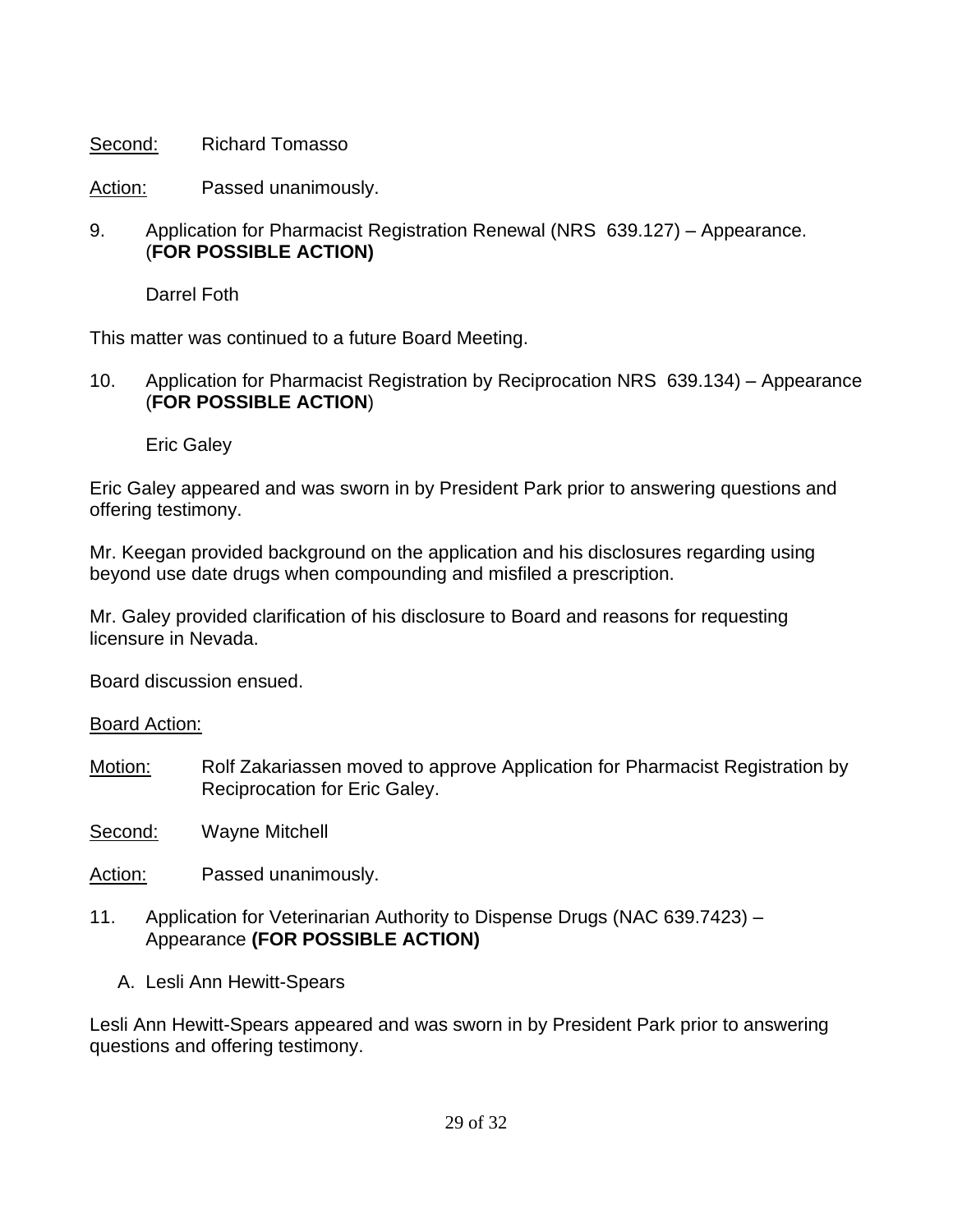Second: Richard Tomasso

Action: Passed unanimously.

9. Application for Pharmacist Registration Renewal (NRS 639.127) – Appearance. (**FOR POSSIBLE ACTION)**

   Darrel Foth

This matter was continued to a future Board Meeting.

10. Application for Pharmacist Registration by Reciprocation NRS 639.134) – Appearance (**FOR POSSIBLE ACTION**)

   Eric Galey

Eric Galey appeared and was sworn in by President Park prior to answering questions and offering testimony.

Mr. Keegan provided background on the application and his disclosures regarding using beyond use date drugs when compounding and misfiled a prescription.

Mr. Galey provided clarification of his disclosure to Board and reasons for requesting licensure in Nevada.

Board discussion ensued.

Board Action:

Motion: Rolf Zakariassen moved to approve Application for Pharmacist Registration by Reciprocation for Eric Galey.

Second: Wayne Mitchell

Action: Passed unanimously.

11. Application for Veterinarian Authority to Dispense Drugs (NAC 639.7423) – Appearance **(FOR POSSIBLE ACTION)**

   A. Lesli Ann Hewitt-Spears

Lesli Ann Hewitt-Spears appeared and was sworn in by President Park prior to answering questions and offering testimony.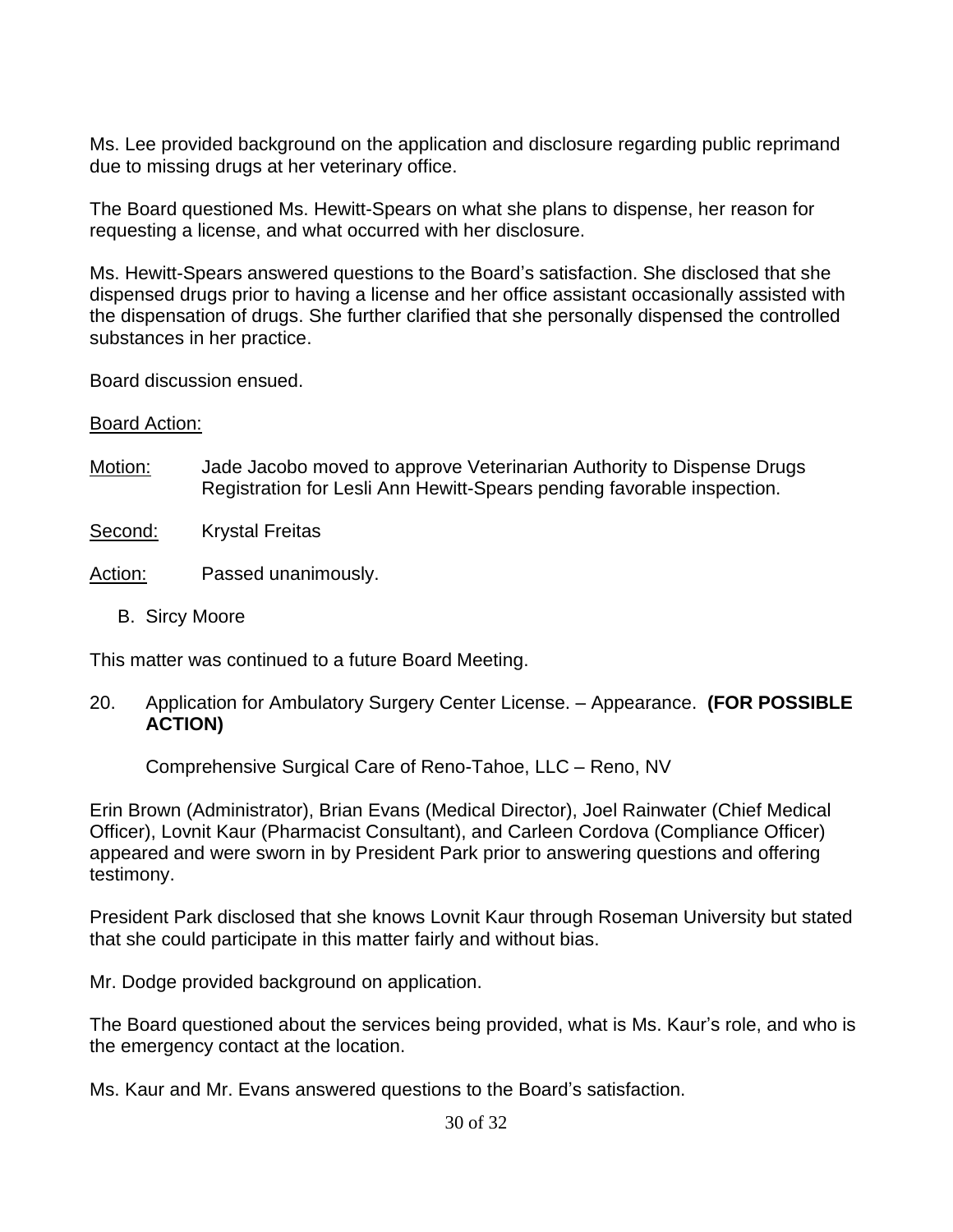Ms. Lee provided background on the application and disclosure regarding public reprimand due to missing drugs at her veterinary office.

The Board questioned Ms. Hewitt-Spears on what she plans to dispense, her reason for requesting a license, and what occurred with her disclosure.

Ms. Hewitt-Spears answered questions to the Board's satisfaction. She disclosed that she dispensed drugs prior to having a license and her office assistant occasionally assisted with the dispensation of drugs. She further clarified that she personally dispensed the controlled substances in her practice.

Board discussion ensued.

Board Action:

Motion: Jade Jacobo moved to approve Veterinarian Authority to Dispense Drugs Registration for Lesli Ann Hewitt-Spears pending favorable inspection.

Second: Krystal Freitas

Action: Passed unanimously.

B. Sircy Moore

This matter was continued to a future Board Meeting.

20. Application for Ambulatory Surgery Center License. – Appearance. **(FOR POSSIBLE ACTION)**

Comprehensive Surgical Care of Reno-Tahoe, LLC – Reno, NV

Erin Brown (Administrator), Brian Evans (Medical Director), Joel Rainwater (Chief Medical Officer), Lovnit Kaur (Pharmacist Consultant), and Carleen Cordova (Compliance Officer) appeared and were sworn in by President Park prior to answering questions and offering testimony.

President Park disclosed that she knows Lovnit Kaur through Roseman University but stated that she could participate in this matter fairly and without bias.

Mr. Dodge provided background on application.

The Board questioned about the services being provided, what is Ms. Kaur's role, and who is the emergency contact at the location.

Ms. Kaur and Mr. Evans answered questions to the Board's satisfaction.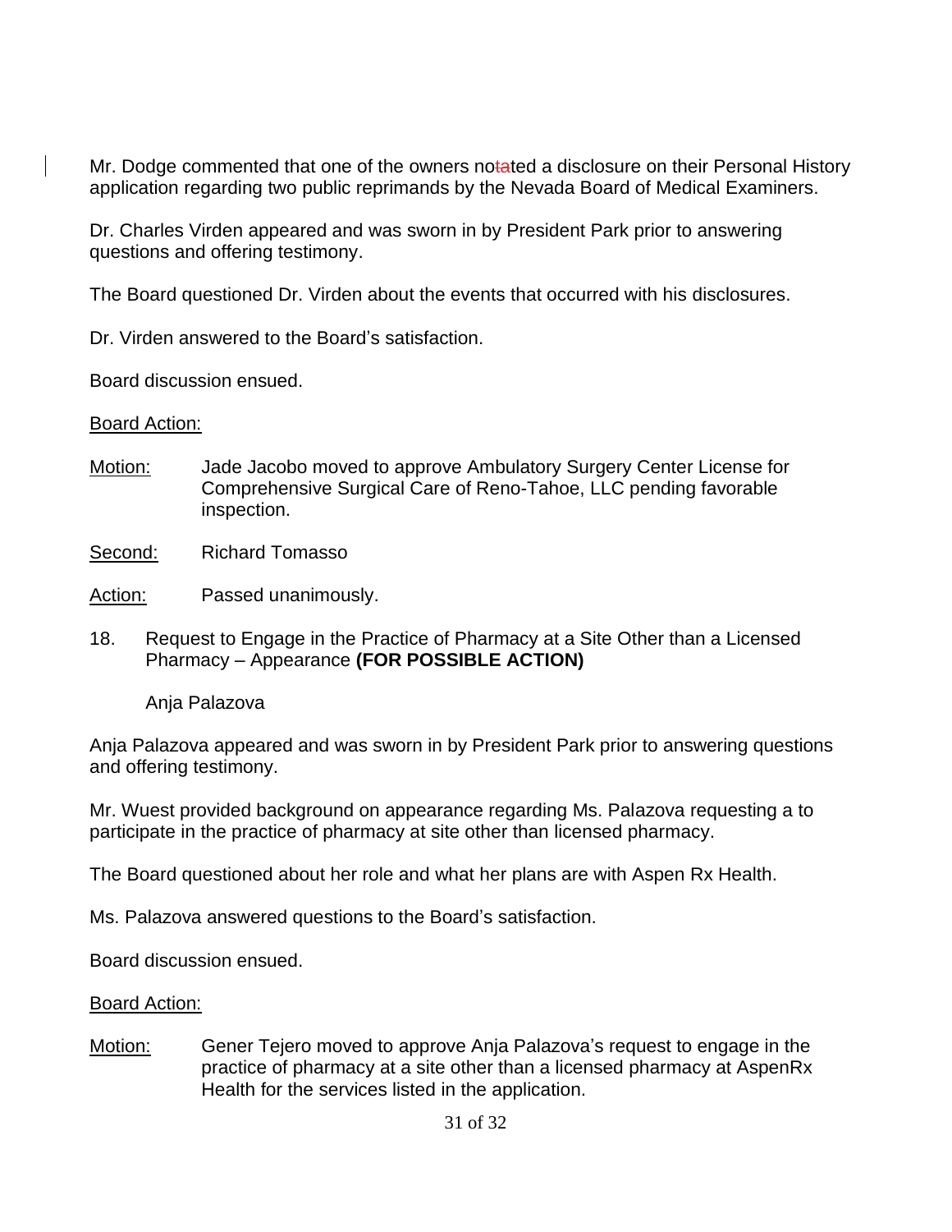Mr. Dodge commented that one of the owners notated a disclosure on their Personal History application regarding two public reprimands by the Nevada Board of Medical Examiners.

Dr. Charles Virden appeared and was sworn in by President Park prior to answering questions and offering testimony.

The Board questioned Dr. Virden about the events that occurred with his disclosures.

Dr. Virden answered to the Board's satisfaction.

Board discussion ensued.

Board Action:

Motion: Jade Jacobo moved to approve Ambulatory Surgery Center License for Comprehensive Surgical Care of Reno-Tahoe, LLC pending favorable inspection.

Second: Richard Tomasso

Action: Passed unanimously.

18. Request to Engage in the Practice of Pharmacy at a Site Other than a Licensed Pharmacy – Appearance **(FOR POSSIBLE ACTION)**

Anja Palazova

Anja Palazova appeared and was sworn in by President Park prior to answering questions and offering testimony.

Mr. Wuest provided background on appearance regarding Ms. Palazova requesting a to participate in the practice of pharmacy at site other than licensed pharmacy.

The Board questioned about her role and what her plans are with Aspen Rx Health.

Ms. Palazova answered questions to the Board's satisfaction.

Board discussion ensued.

Board Action:

Motion: Gener Tejero moved to approve Anja Palazova's request to engage in the practice of pharmacy at a site other than a licensed pharmacy at AspenRx Health for the services listed in the application.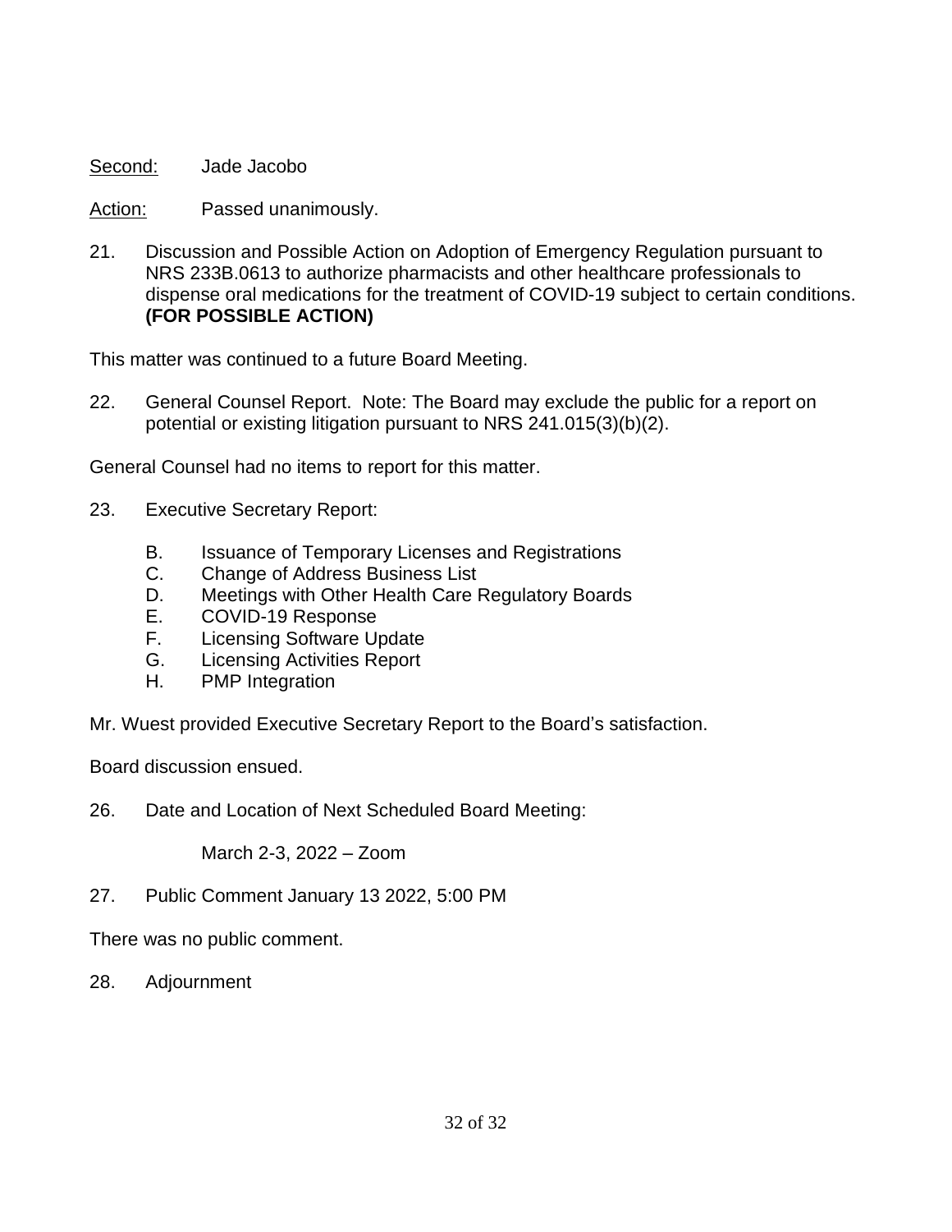Second: Jade Jacobo

Action: Passed unanimously.

21. Discussion and Possible Action on Adoption of Emergency Regulation pursuant to NRS 233B.0613 to authorize pharmacists and other healthcare professionals to dispense oral medications for the treatment of COVID-19 subject to certain conditions. **(FOR POSSIBLE ACTION)**

This matter was continued to a future Board Meeting.

22. General Counsel Report. Note: The Board may exclude the public for a report on potential or existing litigation pursuant to NRS 241.015(3)(b)(2).

General Counsel had no items to report for this matter.

23. Executive Secretary Report:

    B. Issuance of Temporary Licenses and Registrations
    C. Change of Address Business List
    D. Meetings with Other Health Care Regulatory Boards
    E. COVID-19 Response
    F. Licensing Software Update
    G. Licensing Activities Report
    H. PMP Integration

Mr. Wuest provided Executive Secretary Report to the Board's satisfaction.

Board discussion ensued.

26. Date and Location of Next Scheduled Board Meeting:

    March 2-3, 2022 – Zoom

27. Public Comment January 13 2022, 5:00 PM

There was no public comment.

28. Adjournment